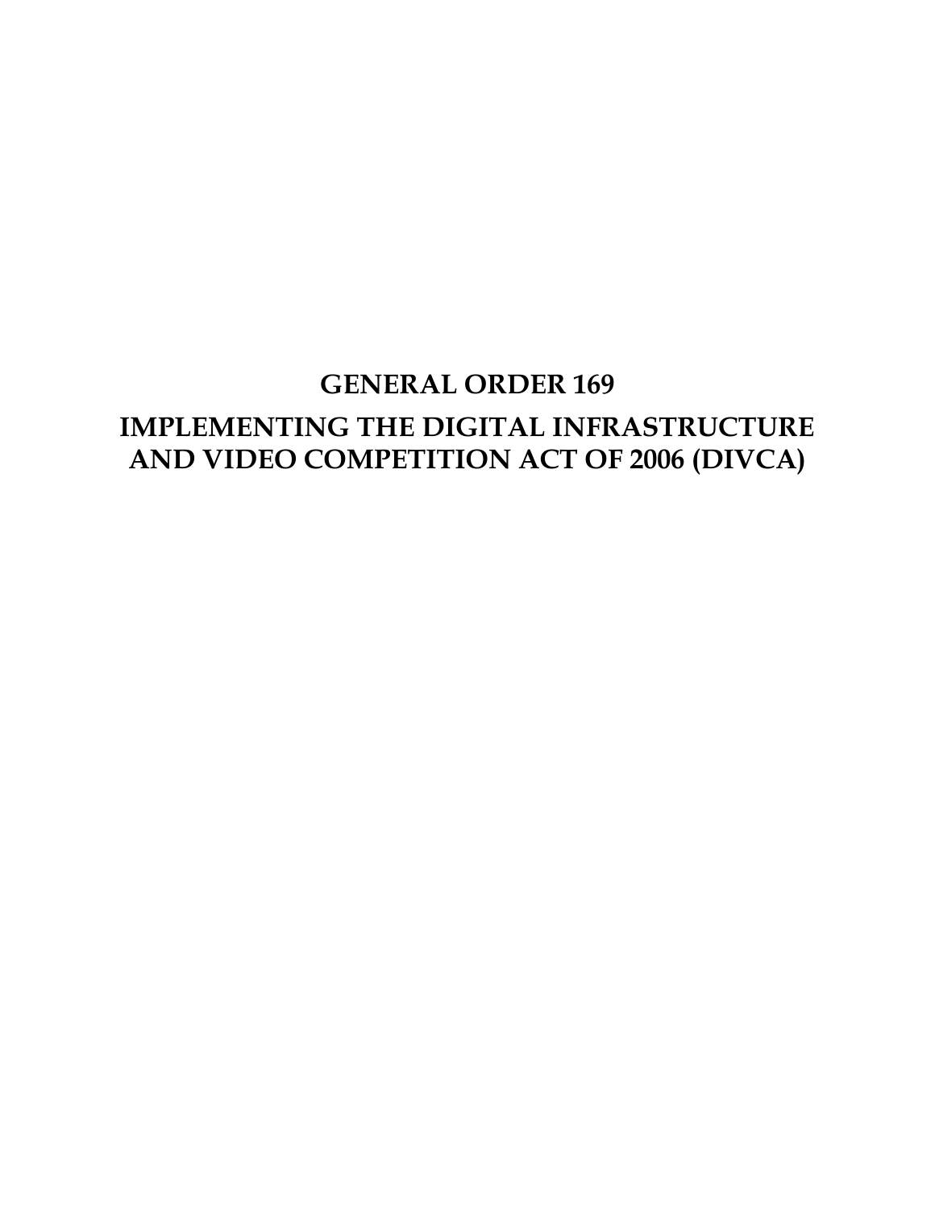# GENERAL ORDER 169

# IMPLEMENTING THE DIGITAL INFRASTRUCTURE AND VIDEO COMPETITION ACT OF 2006 (DIVCA)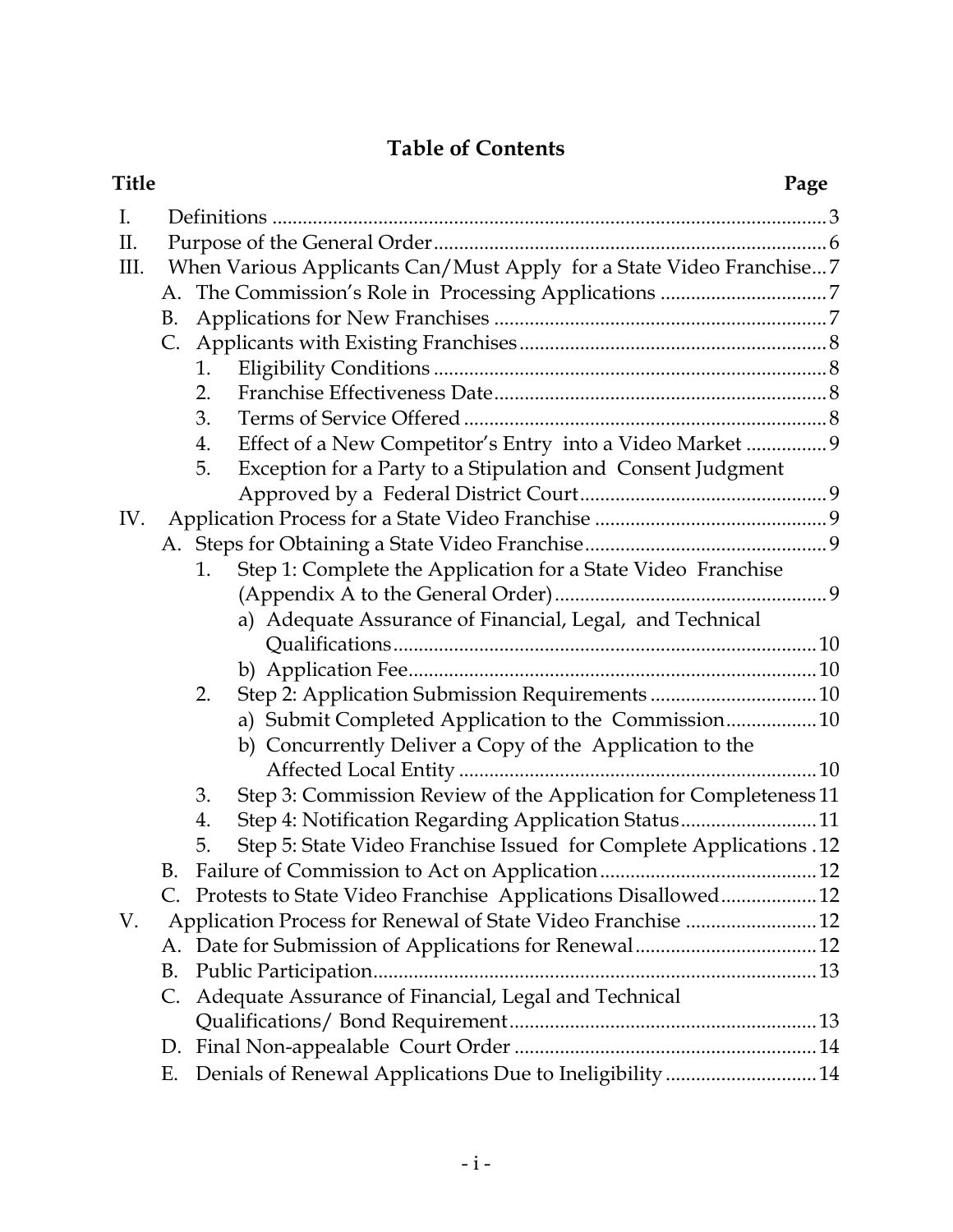# Table of Contents

| Title | Page |
|---|---|
| I. Definitions | 3 |
| II. Purpose of the General Order | 6 |
| III. When Various Applicants Can/Must Apply for a State Video Franchise | 7 |
| A. The Commission's Role in Processing Applications | 7 |
| B. Applications for New Franchises | 7 |
| C. Applicants with Existing Franchises | 8 |
| 1. Eligibility Conditions | 8 |
| 2. Franchise Effectiveness Date | 8 |
| 3. Terms of Service Offered | 8 |
| 4. Effect of a New Competitor's Entry into a Video Market | 9 |
| 5. Exception for a Party to a Stipulation and Consent Judgment Approved by a Federal District Court | 9 |
| IV. Application Process for a State Video Franchise | 9 |
| A. Steps for Obtaining a State Video Franchise | 9 |
| 1. Step 1: Complete the Application for a State Video Franchise (Appendix A to the General Order) | 9 |
| a) Adequate Assurance of Financial, Legal, and Technical Qualifications | 10 |
| b) Application Fee | 10 |
| 2. Step 2: Application Submission Requirements | 10 |
| a) Submit Completed Application to the Commission | 10 |
| b) Concurrently Deliver a Copy of the Application to the Affected Local Entity | 10 |
| 3. Step 3: Commission Review of the Application for Completeness | 11 |
| 4. Step 4: Notification Regarding Application Status | 11 |
| 5. Step 5: State Video Franchise Issued for Complete Applications | 12 |
| B. Failure of Commission to Act on Application | 12 |
| C. Protests to State Video Franchise Applications Disallowed | 12 |
| V. Application Process for Renewal of State Video Franchise | 12 |
| A. Date for Submission of Applications for Renewal | 12 |
| B. Public Participation | 13 |
| C. Adequate Assurance of Financial, Legal and Technical Qualifications/ Bond Requirement | 13 |
| D. Final Non-appealable Court Order | 14 |
| E. Denials of Renewal Applications Due to Ineligibility | 14 |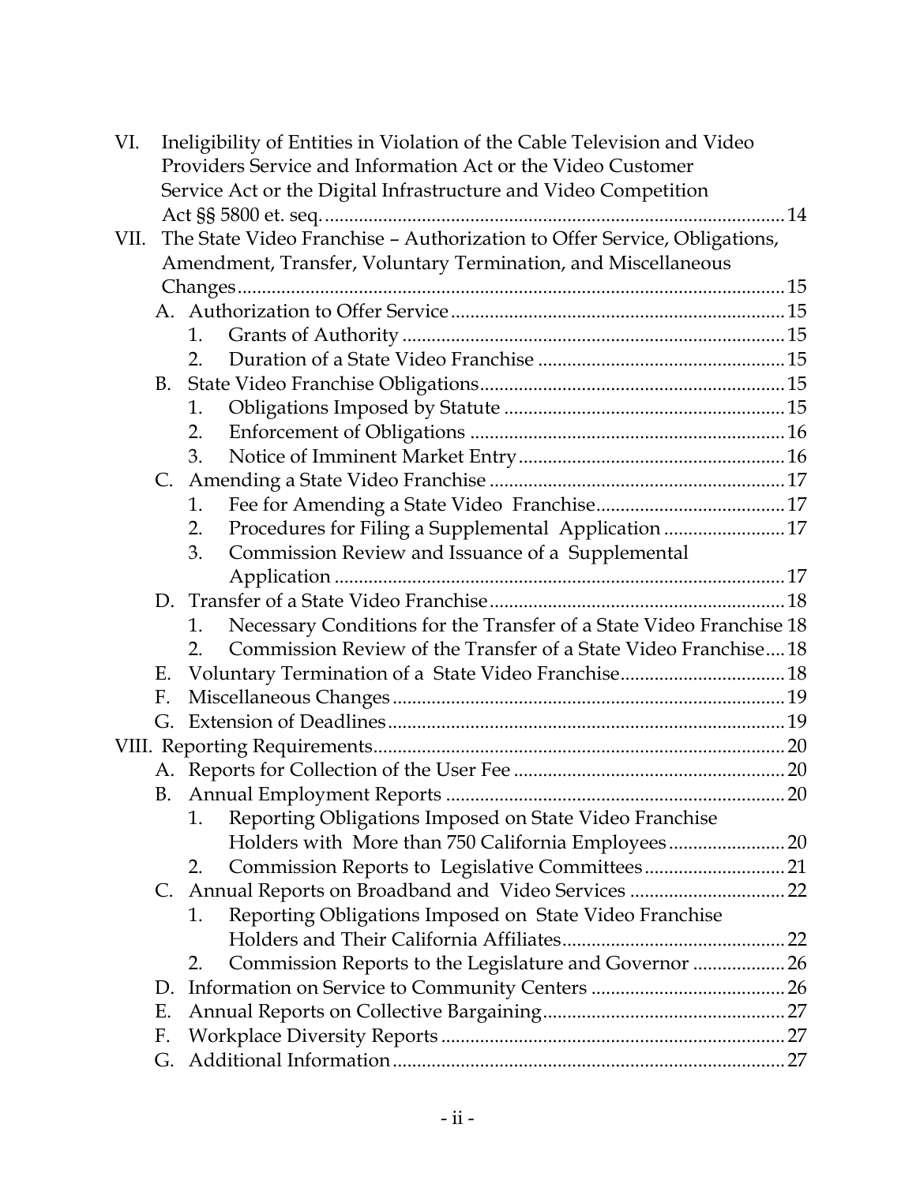VI. Ineligibility of Entities in Violation of the Cable Television and Video Providers Service and Information Act or the Video Customer Service Act or the Digital Infrastructure and Video Competition Act §§ 5800 et. seq. ............................................................................................ 14

VII. The State Video Franchise – Authorization to Offer Service, Obligations, Amendment, Transfer, Voluntary Termination, and Miscellaneous Changes ............................................................................................ 15

- A. Authorization to Offer Service ............................................................ 15
  - 1. Grants of Authority ............................................................ 15
  - 2. Duration of a State Video Franchise ............................................ 15
- B. State Video Franchise Obligations ............................................................ 15
  - 1. Obligations Imposed by Statute ............................................ 15
  - 2. Enforcement of Obligations ............................................ 16
  - 3. Notice of Imminent Market Entry ............................................ 16
- C. Amending a State Video Franchise ............................................................ 17
  - 1. Fee for Amending a State Video Franchise ............................................ 17
  - 2. Procedures for Filing a Supplemental Application ............................................ 17
  - 3. Commission Review and Issuance of a Supplemental Application ............................................ 17
- D. Transfer of a State Video Franchise ............................................................ 18
  - 1. Necessary Conditions for the Transfer of a State Video Franchise 18
  - 2. Commission Review of the Transfer of a State Video Franchise .... 18
- E. Voluntary Termination of a State Video Franchise ............................................................ 18
- F. Miscellaneous Changes ............................................................ 19
- G. Extension of Deadlines ............................................................ 19

VIII. Reporting Requirements ............................................................ 20

- A. Reports for Collection of the User Fee ............................................................ 20
- B. Annual Employment Reports ............................................................ 20
  - 1. Reporting Obligations Imposed on State Video Franchise Holders with More than 750 California Employees ............................................ 20
  - 2. Commission Reports to Legislative Committees ............................................ 21
- C. Annual Reports on Broadband and Video Services ............................................................ 22
  - 1. Reporting Obligations Imposed on State Video Franchise Holders and Their California Affiliates ............................................ 22
  - 2. Commission Reports to the Legislature and Governor ............................................ 26
- D. Information on Service to Community Centers ............................................................ 26
- E. Annual Reports on Collective Bargaining ............................................................ 27
- F. Workplace Diversity Reports ............................................................ 27
- G. Additional Information ............................................................ 27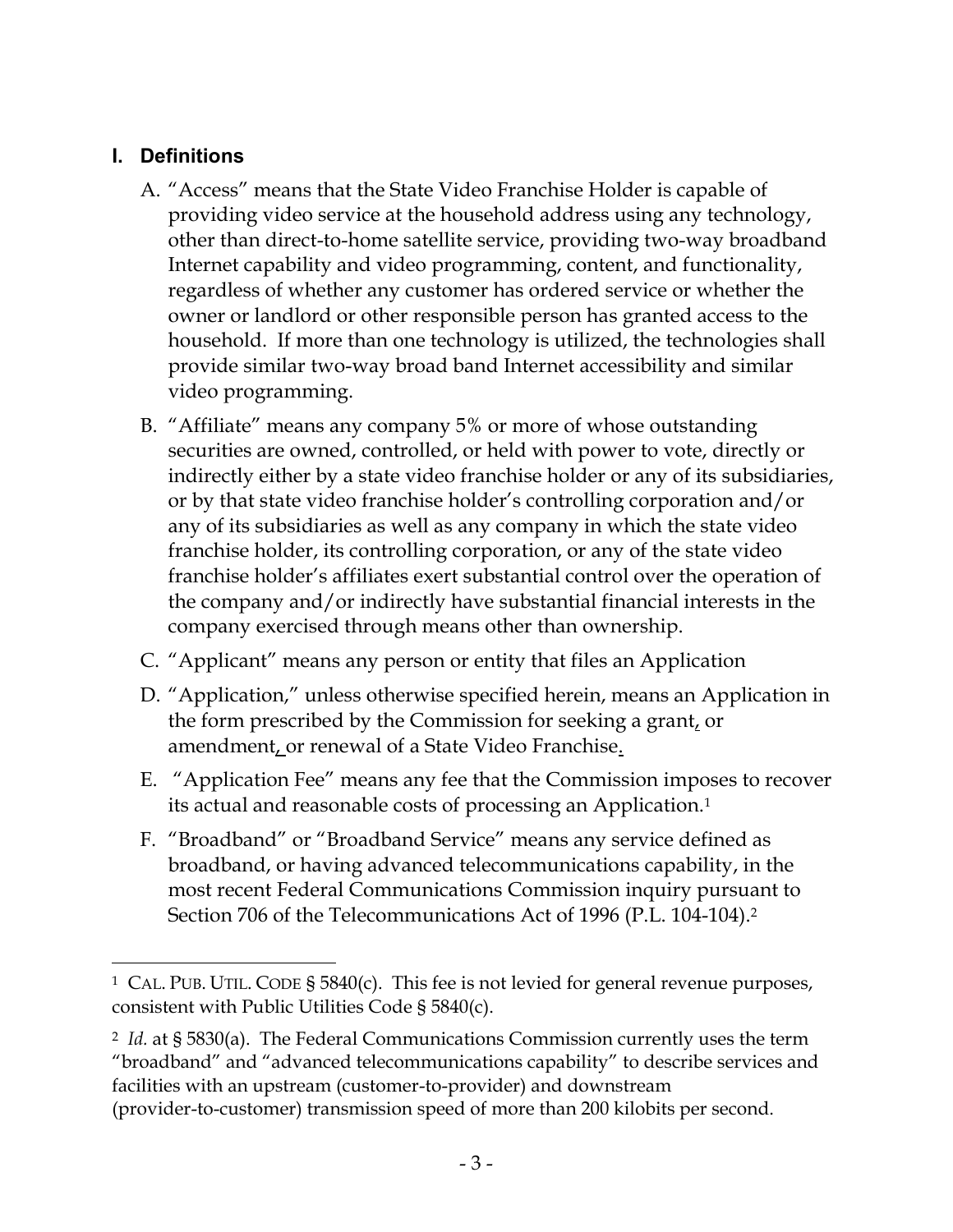## I. Definitions

A. "Access" means that the State Video Franchise Holder is capable of providing video service at the household address using any technology, other than direct-to-home satellite service, providing two-way broadband Internet capability and video programming, content, and functionality, regardless of whether any customer has ordered service or whether the owner or landlord or other responsible person has granted access to the household. If more than one technology is utilized, the technologies shall provide similar two-way broad band Internet accessibility and similar video programming.

B. "Affiliate" means any company 5% or more of whose outstanding securities are owned, controlled, or held with power to vote, directly or indirectly either by a state video franchise holder or any of its subsidiaries, or by that state video franchise holder's controlling corporation and/or any of its subsidiaries as well as any company in which the state video franchise holder, its controlling corporation, or any of the state video franchise holder's affiliates exert substantial control over the operation of the company and/or indirectly have substantial financial interests in the company exercised through means other than ownership.

C. "Applicant" means any person or entity that files an Application

D. "Application," unless otherwise specified herein, means an Application in the form prescribed by the Commission for seeking a grant, or amendment, or renewal of a State Video Franchise.

E. "Application Fee" means any fee that the Commission imposes to recover its actual and reasonable costs of processing an Application.[1]

F. "Broadband" or "Broadband Service" means any service defined as broadband, or having advanced telecommunications capability, in the most recent Federal Communications Commission inquiry pursuant to Section 706 of the Telecommunications Act of 1996 (P.L. 104-104).[2]

---

[1] CAL. PUB. UTIL. CODE § 5840(c). This fee is not levied for general revenue purposes, consistent with Public Utilities Code § 5840(c).

[2] *Id.* at § 5830(a). The Federal Communications Commission currently uses the term "broadband" and "advanced telecommunications capability" to describe services and facilities with an upstream (customer-to-provider) and downstream (provider-to-customer) transmission speed of more than 200 kilobits per second.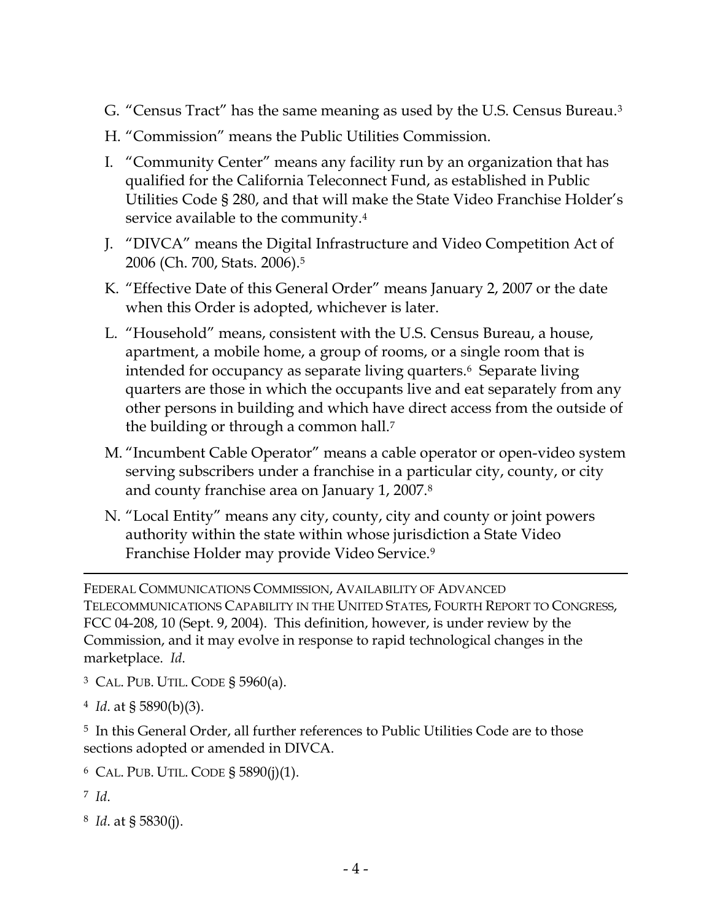G. "Census Tract" has the same meaning as used by the U.S. Census Bureau.[3]

H. "Commission" means the Public Utilities Commission.

I. "Community Center" means any facility run by an organization that has qualified for the California Teleconnect Fund, as established in Public Utilities Code § 280, and that will make the State Video Franchise Holder's service available to the community.[4]

J. "DIVCA" means the Digital Infrastructure and Video Competition Act of 2006 (Ch. 700, Stats. 2006).[5]

K. "Effective Date of this General Order" means January 2, 2007 or the date when this Order is adopted, whichever is later.

L. "Household" means, consistent with the U.S. Census Bureau, a house, apartment, a mobile home, a group of rooms, or a single room that is intended for occupancy as separate living quarters.[6] Separate living quarters are those in which the occupants live and eat separately from any other persons in building and which have direct access from the outside of the building or through a common hall.[7]

M. "Incumbent Cable Operator" means a cable operator or open-video system serving subscribers under a franchise in a particular city, county, or city and county franchise area on January 1, 2007.[8]

N. "Local Entity" means any city, county, city and county or joint powers authority within the state within whose jurisdiction a State Video Franchise Holder may provide Video Service.[9]

---

FEDERAL COMMUNICATIONS COMMISSION, AVAILABILITY OF ADVANCED TELECOMMUNICATIONS CAPABILITY IN THE UNITED STATES, FOURTH REPORT TO CONGRESS, FCC 04-208, 10 (Sept. 9, 2004). This definition, however, is under review by the Commission, and it may evolve in response to rapid technological changes in the marketplace. *Id*.

[3] CAL. PUB. UTIL. CODE § 5960(a).

[4] *Id*. at § 5890(b)(3).

[5] In this General Order, all further references to Public Utilities Code are to those sections adopted or amended in DIVCA.

[6] CAL. PUB. UTIL. CODE § 5890(j)(1).

[7] *Id*.

[8] *Id*. at § 5830(j).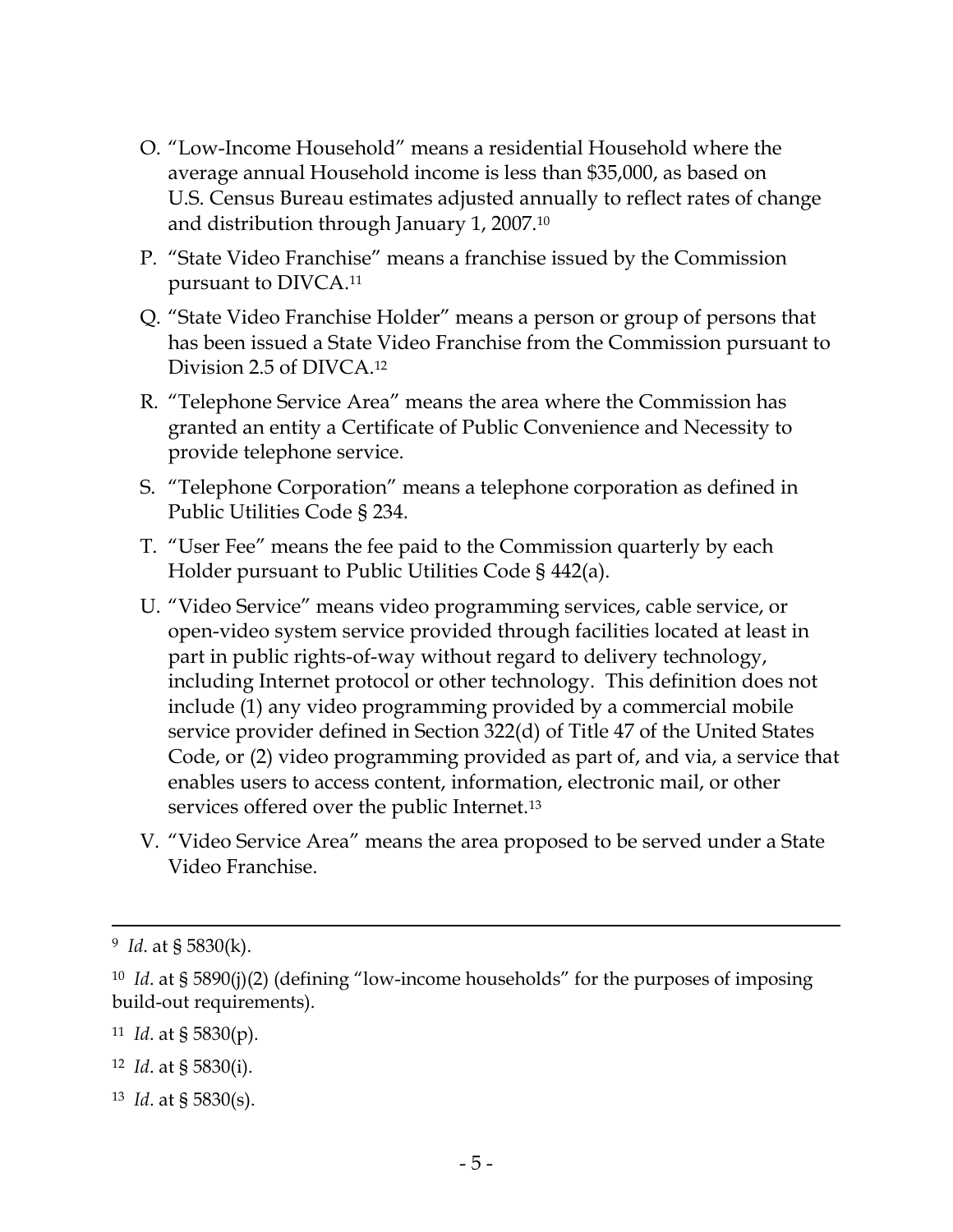O. "Low-Income Household" means a residential Household where the average annual Household income is less than $35,000, as based on U.S. Census Bureau estimates adjusted annually to reflect rates of change and distribution through January 1, 2007.[10]

P. "State Video Franchise" means a franchise issued by the Commission pursuant to DIVCA.[11]

Q. "State Video Franchise Holder" means a person or group of persons that has been issued a State Video Franchise from the Commission pursuant to Division 2.5 of DIVCA.[12]

R. "Telephone Service Area" means the area where the Commission has granted an entity a Certificate of Public Convenience and Necessity to provide telephone service.

S. "Telephone Corporation" means a telephone corporation as defined in Public Utilities Code § 234.

T. "User Fee" means the fee paid to the Commission quarterly by each Holder pursuant to Public Utilities Code § 442(a).

U. "Video Service" means video programming services, cable service, or open-video system service provided through facilities located at least in part in public rights-of-way without regard to delivery technology, including Internet protocol or other technology. This definition does not include (1) any video programming provided by a commercial mobile service provider defined in Section 322(d) of Title 47 of the United States Code, or (2) video programming provided as part of, and via, a service that enables users to access content, information, electronic mail, or other services offered over the public Internet.[13]

V. "Video Service Area" means the area proposed to be served under a State Video Franchise.

---

[9] *Id*. at § 5830(k).

[10] *Id*. at § 5890(j)(2) (defining "low-income households" for the purposes of imposing build-out requirements).

[11] *Id*. at § 5830(p).

[12] *Id*. at § 5830(i).

[13] *Id*. at § 5830(s).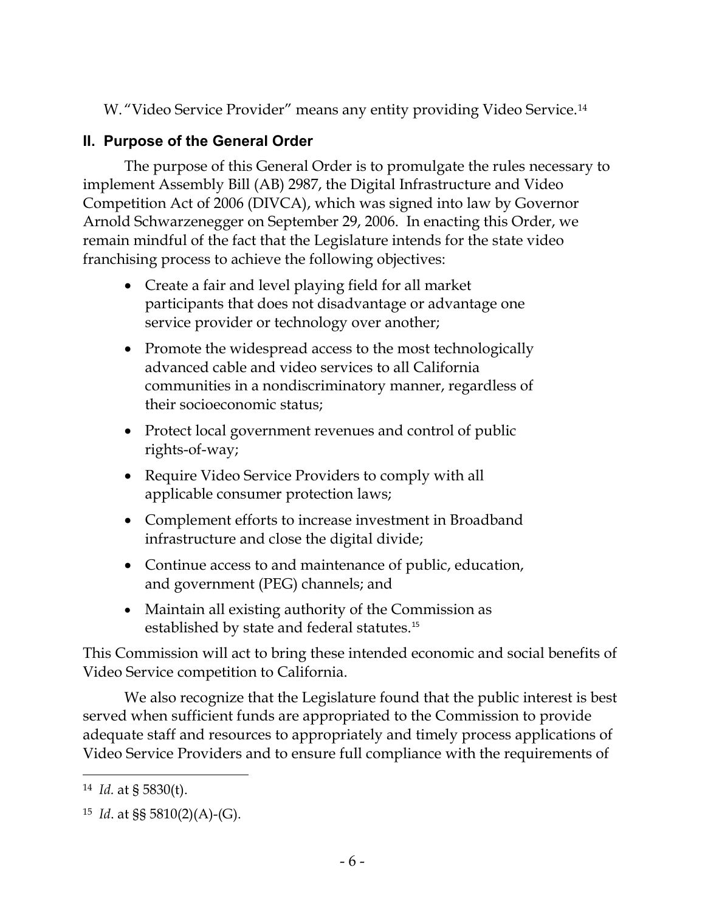W. "Video Service Provider" means any entity providing Video Service.[14]

## II. Purpose of the General Order

The purpose of this General Order is to promulgate the rules necessary to implement Assembly Bill (AB) 2987, the Digital Infrastructure and Video Competition Act of 2006 (DIVCA), which was signed into law by Governor Arnold Schwarzenegger on September 29, 2006. In enacting this Order, we remain mindful of the fact that the Legislature intends for the state video franchising process to achieve the following objectives:

- Create a fair and level playing field for all market participants that does not disadvantage or advantage one service provider or technology over another;
- Promote the widespread access to the most technologically advanced cable and video services to all California communities in a nondiscriminatory manner, regardless of their socioeconomic status;
- Protect local government revenues and control of public rights-of-way;
- Require Video Service Providers to comply with all applicable consumer protection laws;
- Complement efforts to increase investment in Broadband infrastructure and close the digital divide;
- Continue access to and maintenance of public, education, and government (PEG) channels; and
- Maintain all existing authority of the Commission as established by state and federal statutes.[15]

This Commission will act to bring these intended economic and social benefits of Video Service competition to California.

We also recognize that the Legislature found that the public interest is best served when sufficient funds are appropriated to the Commission to provide adequate staff and resources to appropriately and timely process applications of Video Service Providers and to ensure full compliance with the requirements of

---

[14] *Id.* at § 5830(t).

[15] *Id*. at §§ 5810(2)(A)-(G).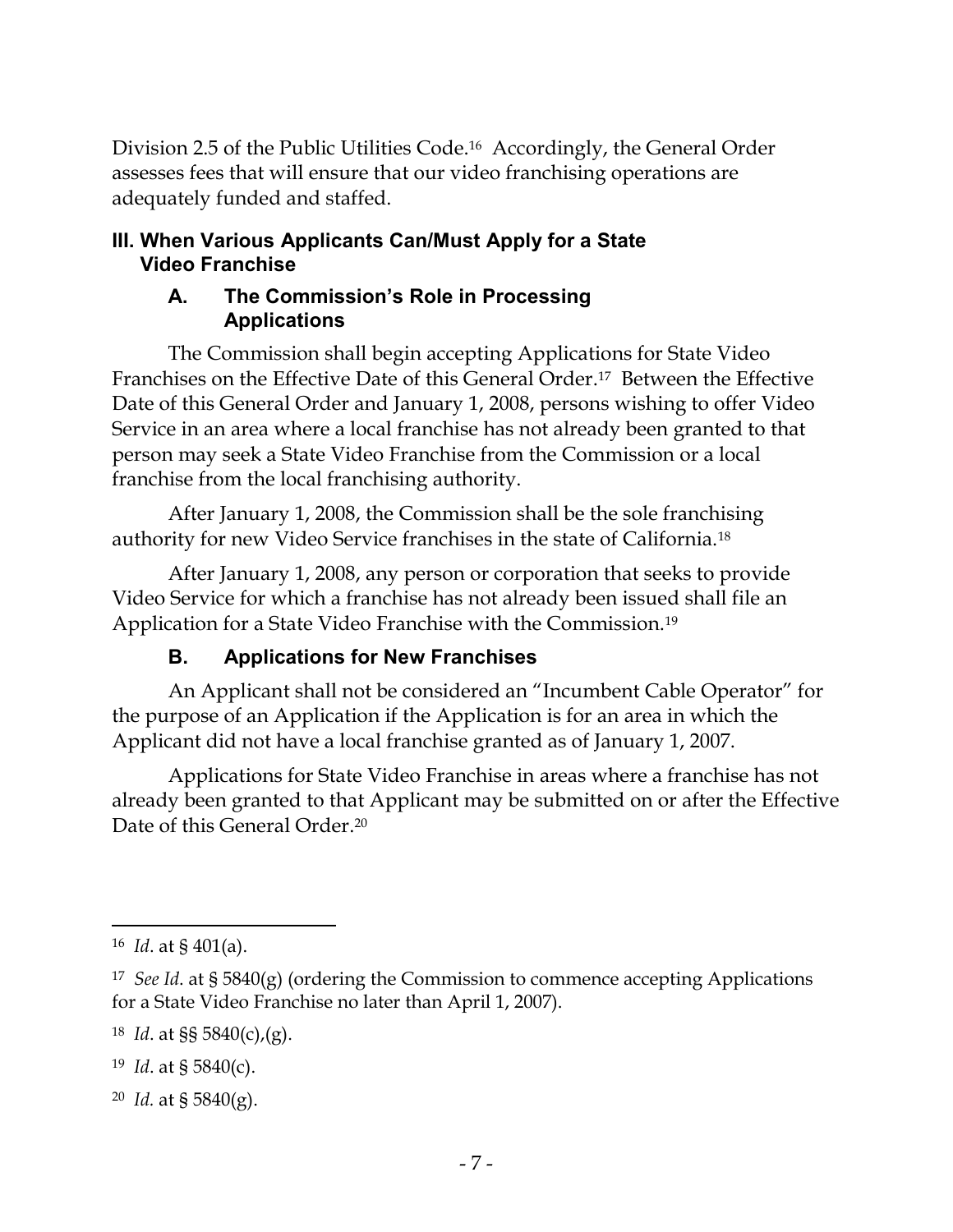Division 2.5 of the Public Utilities Code.[16] Accordingly, the General Order assesses fees that will ensure that our video franchising operations are adequately funded and staffed.

## III. When Various Applicants Can/Must Apply for a State Video Franchise

### A. The Commission's Role in Processing Applications

The Commission shall begin accepting Applications for State Video Franchises on the Effective Date of this General Order.[17] Between the Effective Date of this General Order and January 1, 2008, persons wishing to offer Video Service in an area where a local franchise has not already been granted to that person may seek a State Video Franchise from the Commission or a local franchise from the local franchising authority.

After January 1, 2008, the Commission shall be the sole franchising authority for new Video Service franchises in the state of California.[18]

After January 1, 2008, any person or corporation that seeks to provide Video Service for which a franchise has not already been issued shall file an Application for a State Video Franchise with the Commission.[19]

### B. Applications for New Franchises

An Applicant shall not be considered an "Incumbent Cable Operator" for the purpose of an Application if the Application is for an area in which the Applicant did not have a local franchise granted as of January 1, 2007.

Applications for State Video Franchise in areas where a franchise has not already been granted to that Applicant may be submitted on or after the Effective Date of this General Order.[20]

---

[16] *Id*. at § 401(a).

[17] *See Id*. at § 5840(g) (ordering the Commission to commence accepting Applications for a State Video Franchise no later than April 1, 2007).

[18] *Id*. at §§ 5840(c),(g).

[19] *Id*. at § 5840(c).

[20] *Id.* at § 5840(g).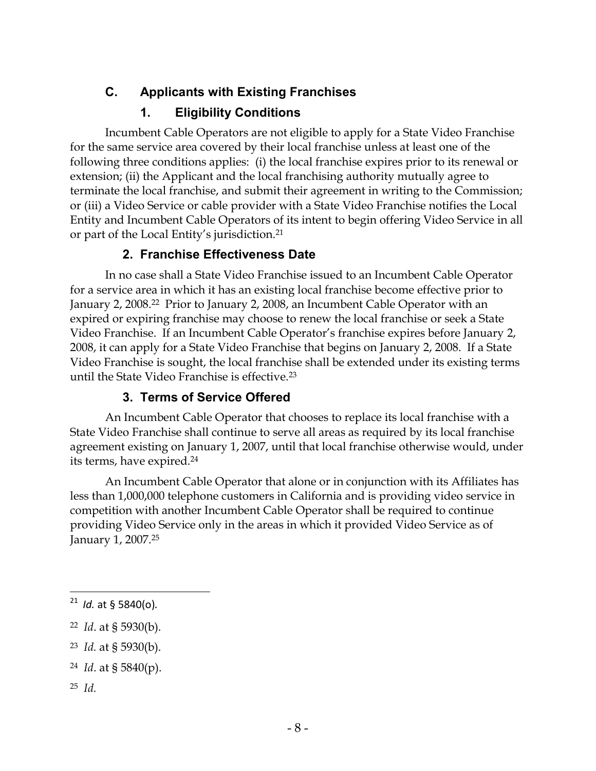## C. Applicants with Existing Franchises

### 1. Eligibility Conditions

Incumbent Cable Operators are not eligible to apply for a State Video Franchise for the same service area covered by their local franchise unless at least one of the following three conditions applies: (i) the local franchise expires prior to its renewal or extension; (ii) the Applicant and the local franchising authority mutually agree to terminate the local franchise, and submit their agreement in writing to the Commission; or (iii) a Video Service or cable provider with a State Video Franchise notifies the Local Entity and Incumbent Cable Operators of its intent to begin offering Video Service in all or part of the Local Entity's jurisdiction.[21]

### 2. Franchise Effectiveness Date

In no case shall a State Video Franchise issued to an Incumbent Cable Operator for a service area in which it has an existing local franchise become effective prior to January 2, 2008.[22] Prior to January 2, 2008, an Incumbent Cable Operator with an expired or expiring franchise may choose to renew the local franchise or seek a State Video Franchise. If an Incumbent Cable Operator's franchise expires before January 2, 2008, it can apply for a State Video Franchise that begins on January 2, 2008. If a State Video Franchise is sought, the local franchise shall be extended under its existing terms until the State Video Franchise is effective.[23]

### 3. Terms of Service Offered

An Incumbent Cable Operator that chooses to replace its local franchise with a State Video Franchise shall continue to serve all areas as required by its local franchise agreement existing on January 1, 2007, until that local franchise otherwise would, under its terms, have expired.[24]

An Incumbent Cable Operator that alone or in conjunction with its Affiliates has less than 1,000,000 telephone customers in California and is providing video service in competition with another Incumbent Cable Operator shall be required to continue providing Video Service only in the areas in which it provided Video Service as of January 1, 2007.[25]

---

[21] *Id.* at § 5840(o).

[22] *Id*. at § 5930(b).

[23] *Id.* at § 5930(b).

[24] *Id*. at § 5840(p).

[25] *Id.*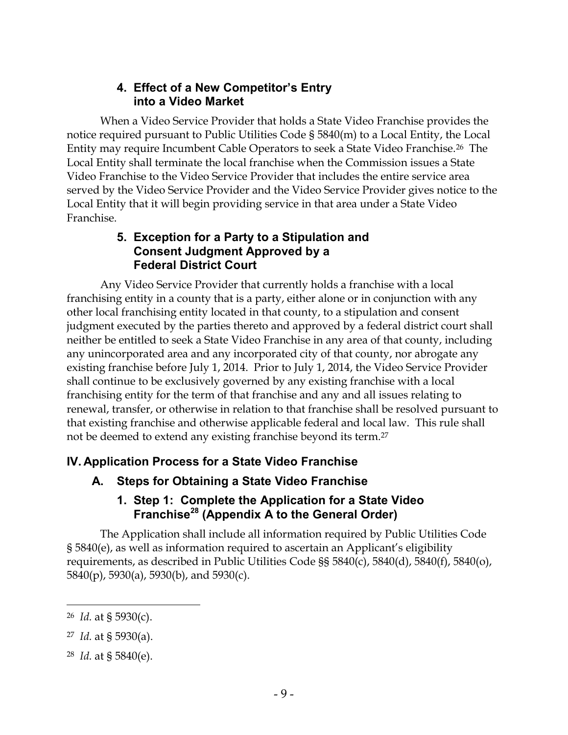### 4. Effect of a New Competitor's Entry into a Video Market

When a Video Service Provider that holds a State Video Franchise provides the notice required pursuant to Public Utilities Code § 5840(m) to a Local Entity, the Local Entity may require Incumbent Cable Operators to seek a State Video Franchise.[26] The Local Entity shall terminate the local franchise when the Commission issues a State Video Franchise to the Video Service Provider that includes the entire service area served by the Video Service Provider and the Video Service Provider gives notice to the Local Entity that it will begin providing service in that area under a State Video Franchise.

### 5. Exception for a Party to a Stipulation and Consent Judgment Approved by a Federal District Court

Any Video Service Provider that currently holds a franchise with a local franchising entity in a county that is a party, either alone or in conjunction with any other local franchising entity located in that county, to a stipulation and consent judgment executed by the parties thereto and approved by a federal district court shall neither be entitled to seek a State Video Franchise in any area of that county, including any unincorporated area and any incorporated city of that county, nor abrogate any existing franchise before July 1, 2014. Prior to July 1, 2014, the Video Service Provider shall continue to be exclusively governed by any existing franchise with a local franchising entity for the term of that franchise and any and all issues relating to renewal, transfer, or otherwise in relation to that franchise shall be resolved pursuant to that existing franchise and otherwise applicable federal and local law. This rule shall not be deemed to extend any existing franchise beyond its term.[27]

## IV. Application Process for a State Video Franchise

### A. Steps for Obtaining a State Video Franchise

### 1. Step 1: Complete the Application for a State Video Franchise[28] (Appendix A to the General Order)

The Application shall include all information required by Public Utilities Code § 5840(e), as well as information required to ascertain an Applicant's eligibility requirements, as described in Public Utilities Code §§ 5840(c), 5840(d), 5840(f), 5840(o), 5840(p), 5930(a), 5930(b), and 5930(c).

---

[26] *Id.* at § 5930(c).

[27] *Id.* at § 5930(a).

[28] *Id.* at § 5840(e).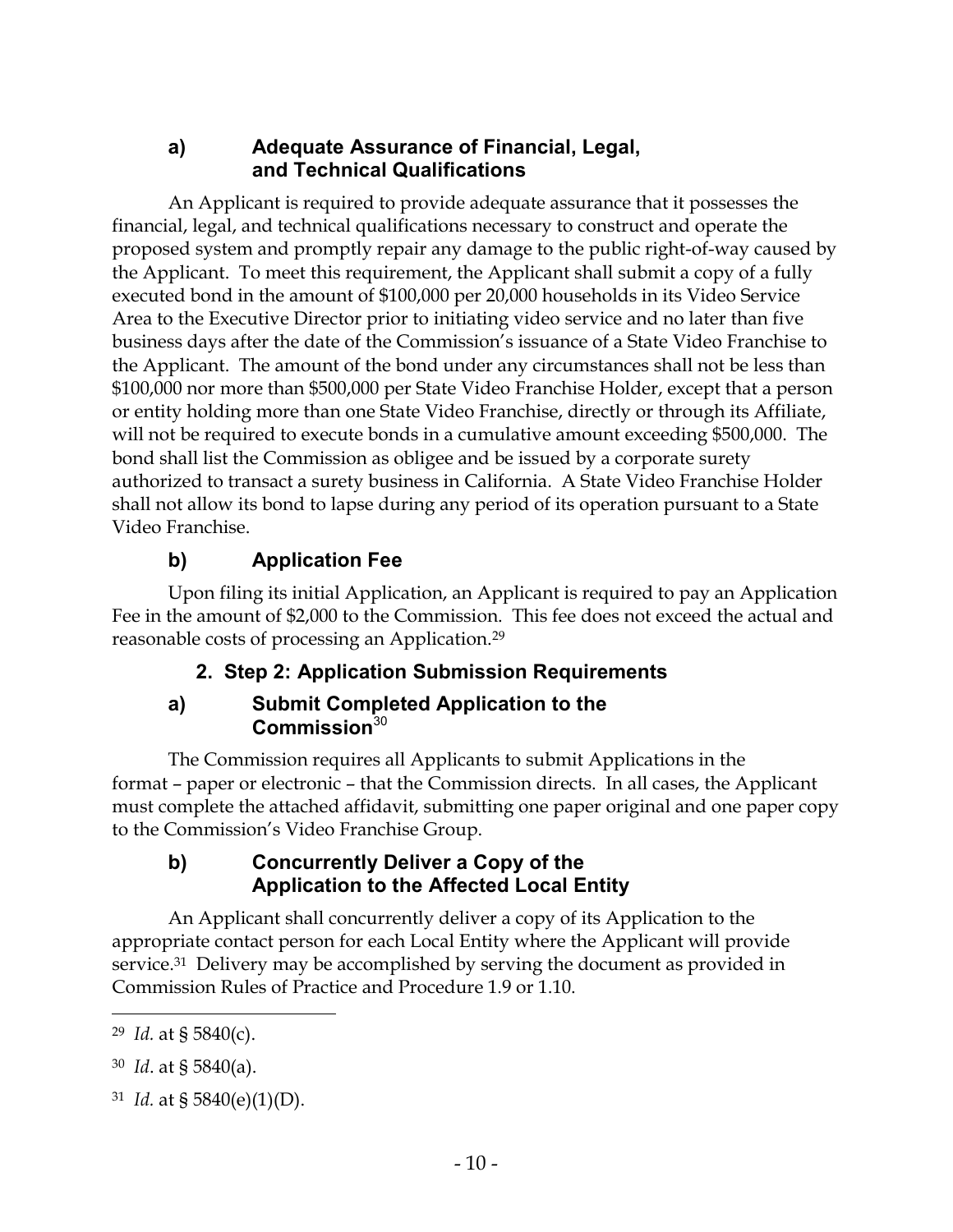### a) Adequate Assurance of Financial, Legal, and Technical Qualifications

An Applicant is required to provide adequate assurance that it possesses the financial, legal, and technical qualifications necessary to construct and operate the proposed system and promptly repair any damage to the public right-of-way caused by the Applicant. To meet this requirement, the Applicant shall submit a copy of a fully executed bond in the amount of $100,000 per 20,000 households in its Video Service Area to the Executive Director prior to initiating video service and no later than five business days after the date of the Commission's issuance of a State Video Franchise to the Applicant. The amount of the bond under any circumstances shall not be less than $100,000 nor more than $500,000 per State Video Franchise Holder, except that a person or entity holding more than one State Video Franchise, directly or through its Affiliate, will not be required to execute bonds in a cumulative amount exceeding $500,000. The bond shall list the Commission as obligee and be issued by a corporate surety authorized to transact a surety business in California. A State Video Franchise Holder shall not allow its bond to lapse during any period of its operation pursuant to a State Video Franchise.

### b) Application Fee

Upon filing its initial Application, an Applicant is required to pay an Application Fee in the amount of $2,000 to the Commission. This fee does not exceed the actual and reasonable costs of processing an Application.[29]

## 2. Step 2: Application Submission Requirements

### a) Submit Completed Application to the Commission[30]

The Commission requires all Applicants to submit Applications in the format – paper or electronic – that the Commission directs. In all cases, the Applicant must complete the attached affidavit, submitting one paper original and one paper copy to the Commission's Video Franchise Group.

### b) Concurrently Deliver a Copy of the Application to the Affected Local Entity

An Applicant shall concurrently deliver a copy of its Application to the appropriate contact person for each Local Entity where the Applicant will provide service.[31] Delivery may be accomplished by serving the document as provided in Commission Rules of Practice and Procedure 1.9 or 1.10.

---

[29] *Id.* at § 5840(c).

[30] *Id*. at § 5840(a).

[31] *Id.* at § 5840(e)(1)(D).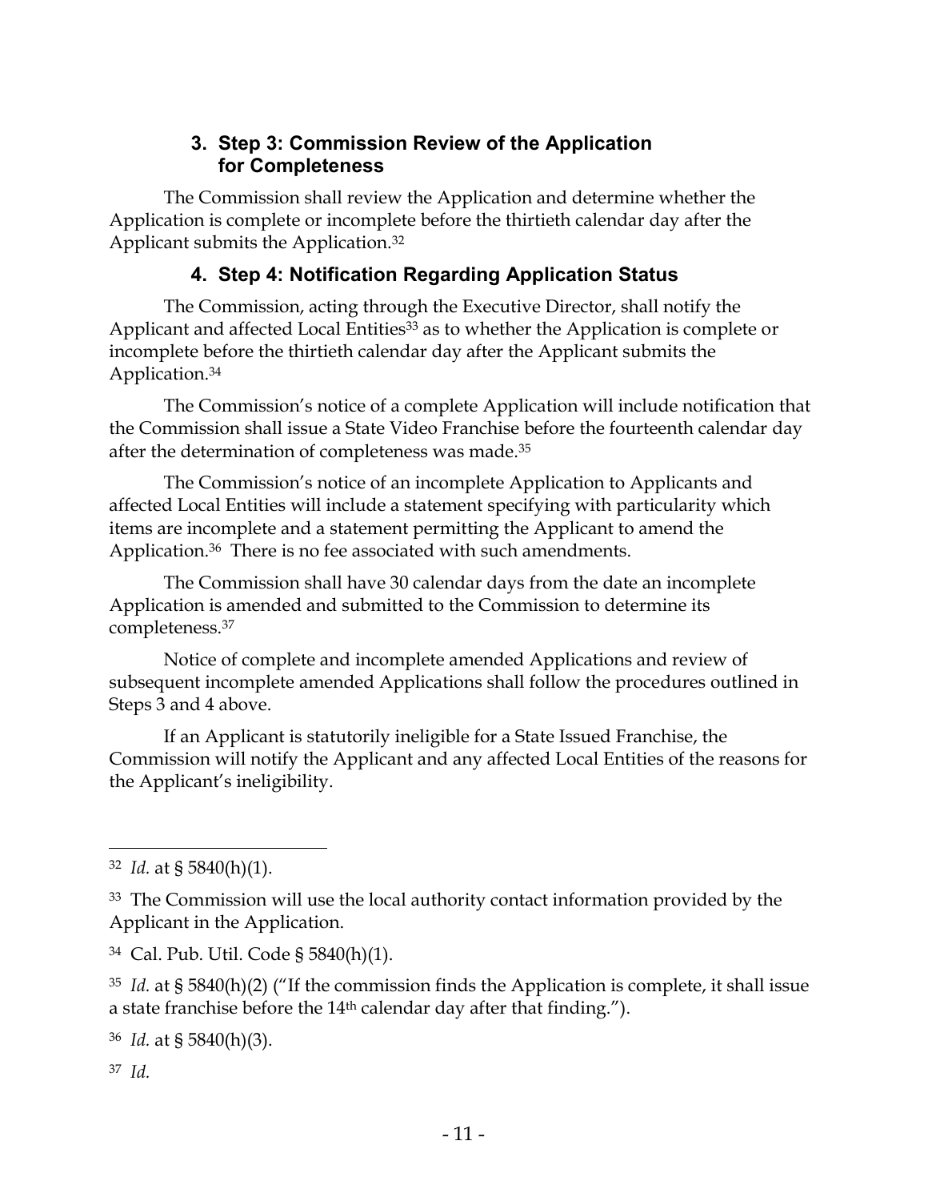### 3. Step 3: Commission Review of the Application for Completeness

The Commission shall review the Application and determine whether the Application is complete or incomplete before the thirtieth calendar day after the Applicant submits the Application.[32]

### 4. Step 4: Notification Regarding Application Status

The Commission, acting through the Executive Director, shall notify the Applicant and affected Local Entities[33] as to whether the Application is complete or incomplete before the thirtieth calendar day after the Applicant submits the Application.[34]

The Commission's notice of a complete Application will include notification that the Commission shall issue a State Video Franchise before the fourteenth calendar day after the determination of completeness was made.[35]

The Commission's notice of an incomplete Application to Applicants and affected Local Entities will include a statement specifying with particularity which items are incomplete and a statement permitting the Applicant to amend the Application.[36] There is no fee associated with such amendments.

The Commission shall have 30 calendar days from the date an incomplete Application is amended and submitted to the Commission to determine its completeness.[37]

Notice of complete and incomplete amended Applications and review of subsequent incomplete amended Applications shall follow the procedures outlined in Steps 3 and 4 above.

If an Applicant is statutorily ineligible for a State Issued Franchise, the Commission will notify the Applicant and any affected Local Entities of the reasons for the Applicant's ineligibility.

---

[32] *Id.* at § 5840(h)(1).

[33] The Commission will use the local authority contact information provided by the Applicant in the Application.

[34] Cal. Pub. Util. Code § 5840(h)(1).

[35] *Id.* at § 5840(h)(2) ("If the commission finds the Application is complete, it shall issue a state franchise before the 14th calendar day after that finding.").

[36] *Id.* at § 5840(h)(3).

[37] *Id.*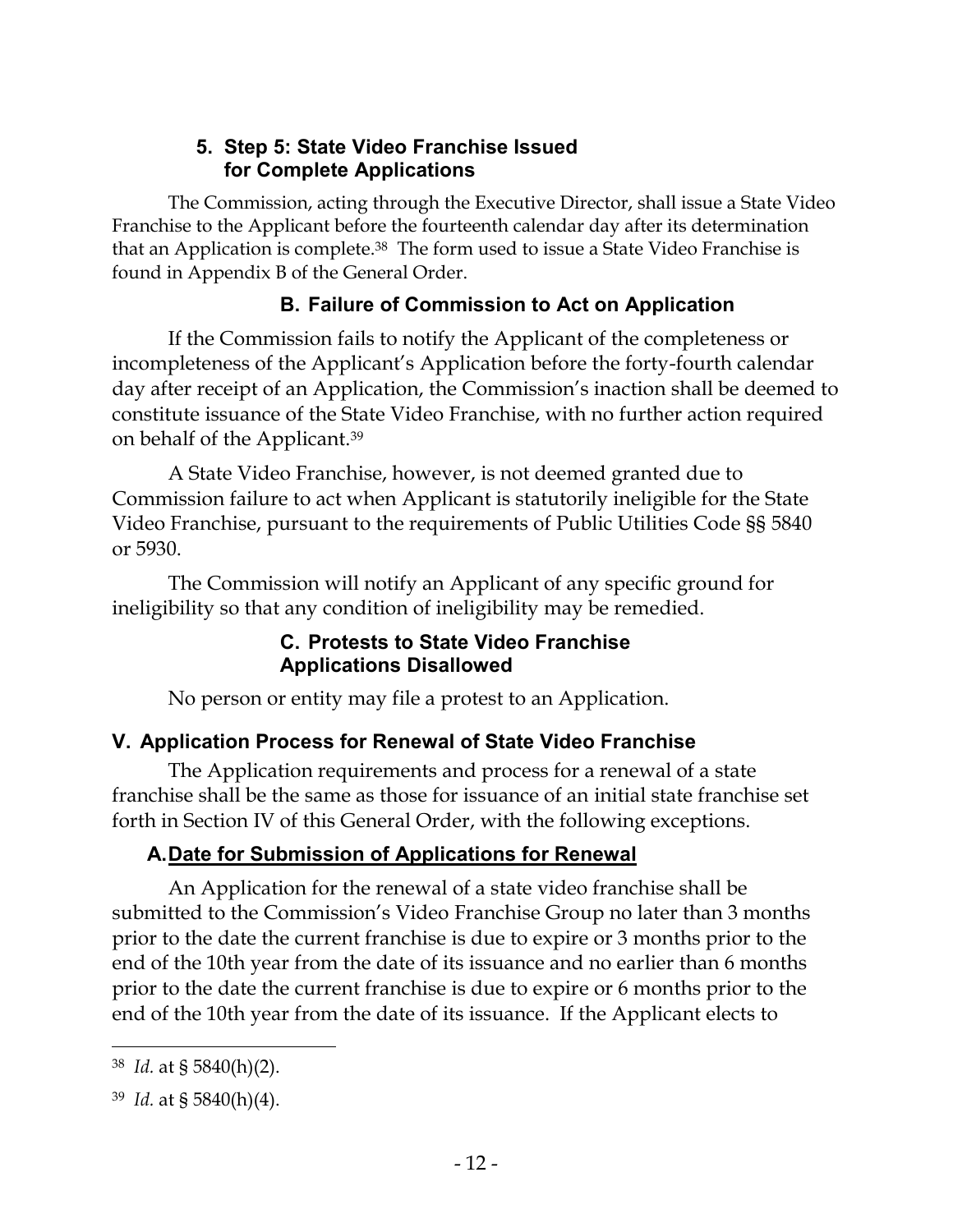#### 5. Step 5: State Video Franchise Issued for Complete Applications

The Commission, acting through the Executive Director, shall issue a State Video Franchise to the Applicant before the fourteenth calendar day after its determination that an Application is complete.[38] The form used to issue a State Video Franchise is found in Appendix B of the General Order.

### B. Failure of Commission to Act on Application

If the Commission fails to notify the Applicant of the completeness or incompleteness of the Applicant's Application before the forty-fourth calendar day after receipt of an Application, the Commission's inaction shall be deemed to constitute issuance of the State Video Franchise, with no further action required on behalf of the Applicant.[39]

A State Video Franchise, however, is not deemed granted due to Commission failure to act when Applicant is statutorily ineligible for the State Video Franchise, pursuant to the requirements of Public Utilities Code §§ 5840 or 5930.

The Commission will notify an Applicant of any specific ground for ineligibility so that any condition of ineligibility may be remedied.

### C. Protests to State Video Franchise Applications Disallowed

No person or entity may file a protest to an Application.

## V. Application Process for Renewal of State Video Franchise

The Application requirements and process for a renewal of a state franchise shall be the same as those for issuance of an initial state franchise set forth in Section IV of this General Order, with the following exceptions.

### A. Date for Submission of Applications for Renewal

An Application for the renewal of a state video franchise shall be submitted to the Commission's Video Franchise Group no later than 3 months prior to the date the current franchise is due to expire or 3 months prior to the end of the 10th year from the date of its issuance and no earlier than 6 months prior to the date the current franchise is due to expire or 6 months prior to the end of the 10th year from the date of its issuance. If the Applicant elects to

---

[38] *Id.* at § 5840(h)(2).

[39] *Id.* at § 5840(h)(4).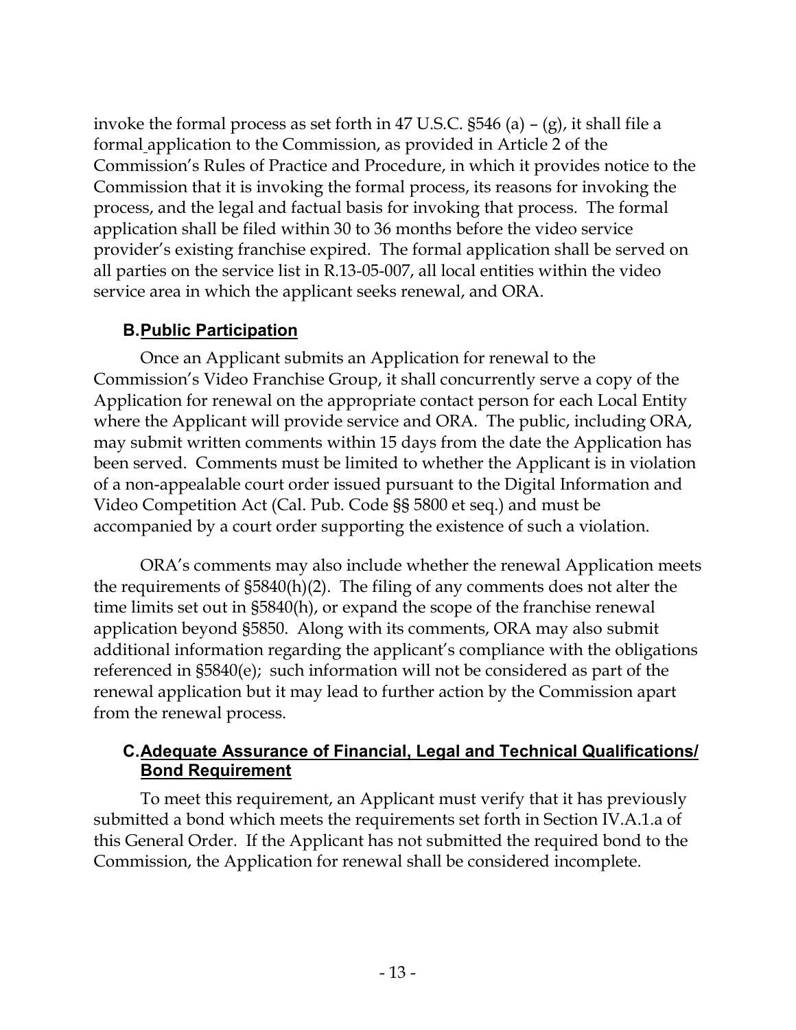invoke the formal process as set forth in 47 U.S.C. §546 (a) – (g), it shall file a formal application to the Commission, as provided in Article 2 of the Commission's Rules of Practice and Procedure, in which it provides notice to the Commission that it is invoking the formal process, its reasons for invoking the process, and the legal and factual basis for invoking that process. The formal application shall be filed within 30 to 36 months before the video service provider's existing franchise expired. The formal application shall be served on all parties on the service list in R.13-05-007, all local entities within the video service area in which the applicant seeks renewal, and ORA.

### B. Public Participation

Once an Applicant submits an Application for renewal to the Commission's Video Franchise Group, it shall concurrently serve a copy of the Application for renewal on the appropriate contact person for each Local Entity where the Applicant will provide service and ORA. The public, including ORA, may submit written comments within 15 days from the date the Application has been served. Comments must be limited to whether the Applicant is in violation of a non-appealable court order issued pursuant to the Digital Information and Video Competition Act (Cal. Pub. Code §§ 5800 et seq.) and must be accompanied by a court order supporting the existence of such a violation.

ORA's comments may also include whether the renewal Application meets the requirements of §5840(h)(2). The filing of any comments does not alter the time limits set out in §5840(h), or expand the scope of the franchise renewal application beyond §5850. Along with its comments, ORA may also submit additional information regarding the applicant's compliance with the obligations referenced in §5840(e); such information will not be considered as part of the renewal application but it may lead to further action by the Commission apart from the renewal process.

### C. Adequate Assurance of Financial, Legal and Technical Qualifications/ Bond Requirement

To meet this requirement, an Applicant must verify that it has previously submitted a bond which meets the requirements set forth in Section IV.A.1.a of this General Order. If the Applicant has not submitted the required bond to the Commission, the Application for renewal shall be considered incomplete.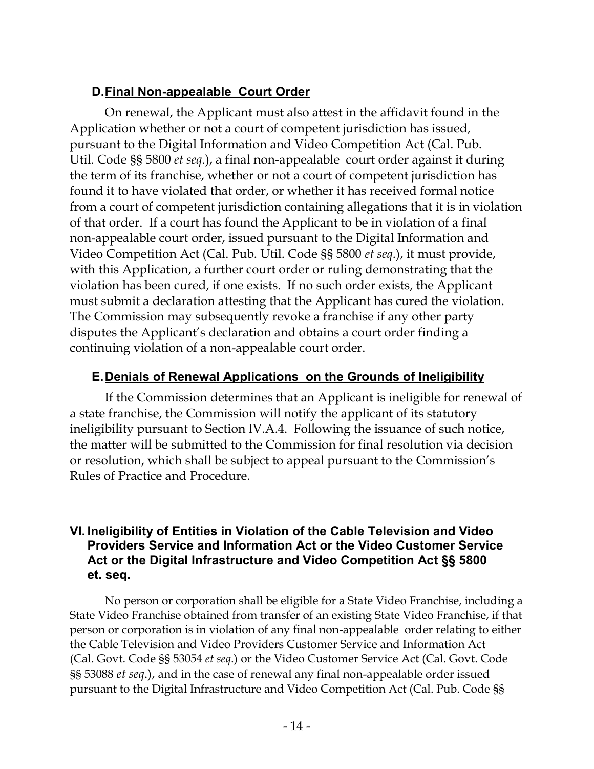### D. Final Non-appealable Court Order

On renewal, the Applicant must also attest in the affidavit found in the Application whether or not a court of competent jurisdiction has issued, pursuant to the Digital Information and Video Competition Act (Cal. Pub. Util. Code §§ 5800 *et seq*.), a final non-appealable court order against it during the term of its franchise, whether or not a court of competent jurisdiction has found it to have violated that order, or whether it has received formal notice from a court of competent jurisdiction containing allegations that it is in violation of that order. If a court has found the Applicant to be in violation of a final non-appealable court order, issued pursuant to the Digital Information and Video Competition Act (Cal. Pub. Util. Code §§ 5800 *et seq*.), it must provide, with this Application, a further court order or ruling demonstrating that the violation has been cured, if one exists. If no such order exists, the Applicant must submit a declaration attesting that the Applicant has cured the violation. The Commission may subsequently revoke a franchise if any other party disputes the Applicant's declaration and obtains a court order finding a continuing violation of a non-appealable court order.

### E. Denials of Renewal Applications on the Grounds of Ineligibility

If the Commission determines that an Applicant is ineligible for renewal of a state franchise, the Commission will notify the applicant of its statutory ineligibility pursuant to Section IV.A.4. Following the issuance of such notice, the matter will be submitted to the Commission for final resolution via decision or resolution, which shall be subject to appeal pursuant to the Commission's Rules of Practice and Procedure.

## VI. Ineligibility of Entities in Violation of the Cable Television and Video Providers Service and Information Act or the Video Customer Service Act or the Digital Infrastructure and Video Competition Act §§ 5800 et. seq.

No person or corporation shall be eligible for a State Video Franchise, including a State Video Franchise obtained from transfer of an existing State Video Franchise, if that person or corporation is in violation of any final non-appealable order relating to either the Cable Television and Video Providers Customer Service and Information Act (Cal. Govt. Code §§ 53054 *et seq.*) or the Video Customer Service Act (Cal. Govt. Code §§ 53088 *et seq*.), and in the case of renewal any final non-appealable order issued pursuant to the Digital Infrastructure and Video Competition Act (Cal. Pub. Code §§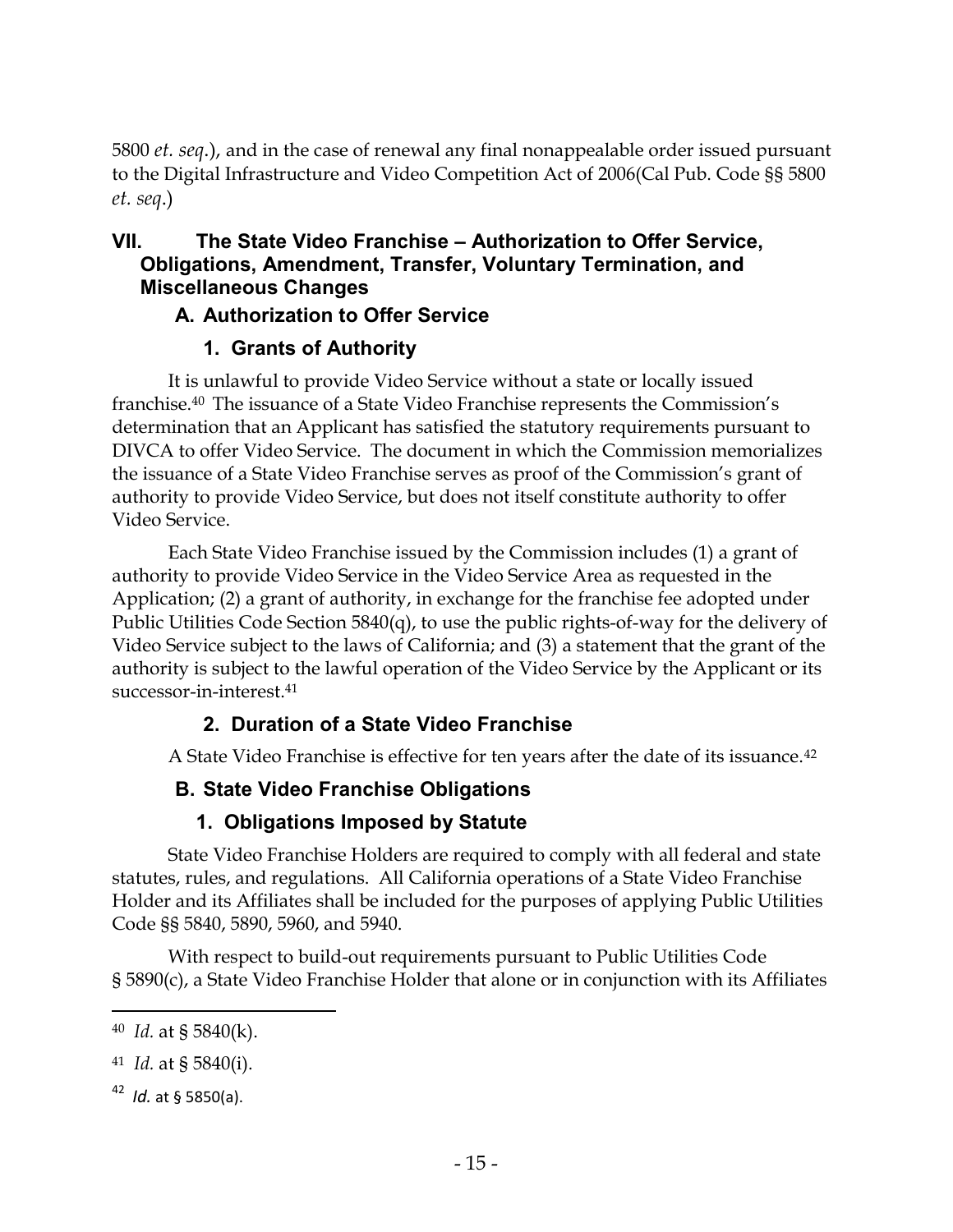5800 *et. seq*.), and in the case of renewal any final nonappealable order issued pursuant to the Digital Infrastructure and Video Competition Act of 2006(Cal Pub. Code §§ 5800 *et. seq*.)

## VII. The State Video Franchise – Authorization to Offer Service, Obligations, Amendment, Transfer, Voluntary Termination, and Miscellaneous Changes

### A. Authorization to Offer Service

#### 1. Grants of Authority

It is unlawful to provide Video Service without a state or locally issued franchise.[40] The issuance of a State Video Franchise represents the Commission's determination that an Applicant has satisfied the statutory requirements pursuant to DIVCA to offer Video Service. The document in which the Commission memorializes the issuance of a State Video Franchise serves as proof of the Commission's grant of authority to provide Video Service, but does not itself constitute authority to offer Video Service.

Each State Video Franchise issued by the Commission includes (1) a grant of authority to provide Video Service in the Video Service Area as requested in the Application; (2) a grant of authority, in exchange for the franchise fee adopted under Public Utilities Code Section 5840(q), to use the public rights-of-way for the delivery of Video Service subject to the laws of California; and (3) a statement that the grant of the authority is subject to the lawful operation of the Video Service by the Applicant or its successor-in-interest.[41]

#### 2. Duration of a State Video Franchise

A State Video Franchise is effective for ten years after the date of its issuance.[42]

### B. State Video Franchise Obligations

#### 1. Obligations Imposed by Statute

State Video Franchise Holders are required to comply with all federal and state statutes, rules, and regulations. All California operations of a State Video Franchise Holder and its Affiliates shall be included for the purposes of applying Public Utilities Code §§ 5840, 5890, 5960, and 5940.

With respect to build-out requirements pursuant to Public Utilities Code § 5890(c), a State Video Franchise Holder that alone or in conjunction with its Affiliates

---

[40] *Id.* at § 5840(k).

[41] *Id.* at § 5840(i).

[42] *Id.* at § 5850(a).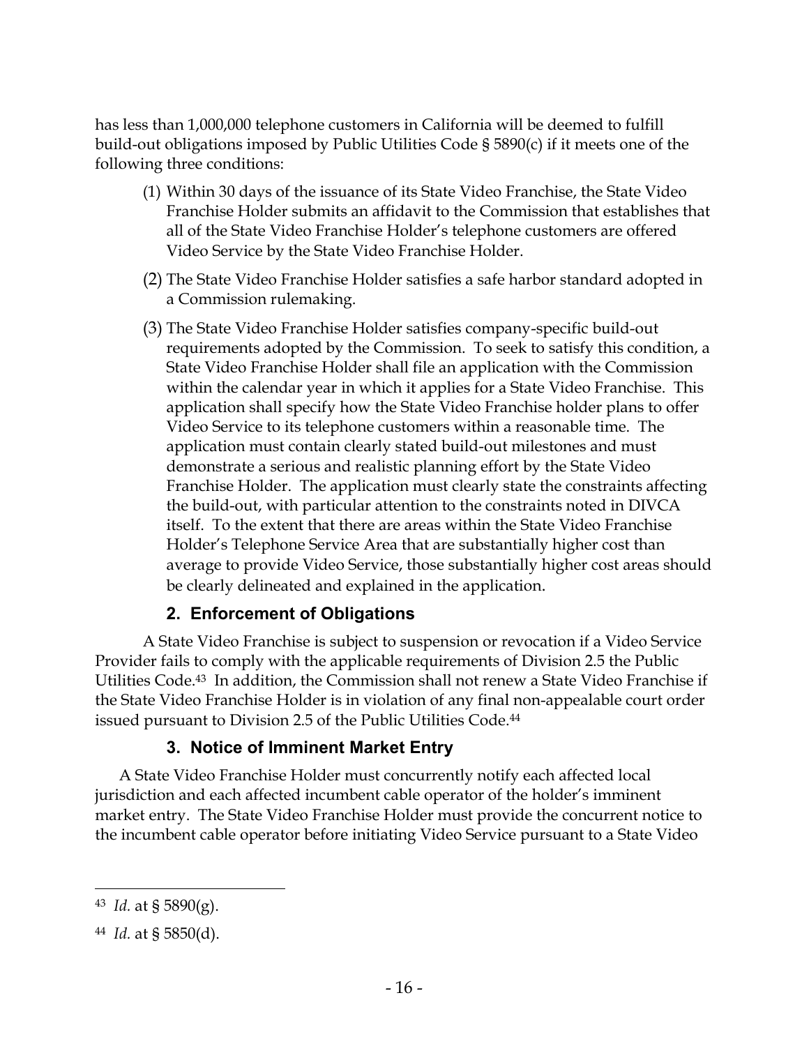has less than 1,000,000 telephone customers in California will be deemed to fulfill build-out obligations imposed by Public Utilities Code § 5890(c) if it meets one of the following three conditions:

(1) Within 30 days of the issuance of its State Video Franchise, the State Video Franchise Holder submits an affidavit to the Commission that establishes that all of the State Video Franchise Holder's telephone customers are offered Video Service by the State Video Franchise Holder.

(2) The State Video Franchise Holder satisfies a safe harbor standard adopted in a Commission rulemaking.

(3) The State Video Franchise Holder satisfies company-specific build-out requirements adopted by the Commission. To seek to satisfy this condition, a State Video Franchise Holder shall file an application with the Commission within the calendar year in which it applies for a State Video Franchise. This application shall specify how the State Video Franchise holder plans to offer Video Service to its telephone customers within a reasonable time. The application must contain clearly stated build-out milestones and must demonstrate a serious and realistic planning effort by the State Video Franchise Holder. The application must clearly state the constraints affecting the build-out, with particular attention to the constraints noted in DIVCA itself. To the extent that there are areas within the State Video Franchise Holder's Telephone Service Area that are substantially higher cost than average to provide Video Service, those substantially higher cost areas should be clearly delineated and explained in the application.

### 2. Enforcement of Obligations

A State Video Franchise is subject to suspension or revocation if a Video Service Provider fails to comply with the applicable requirements of Division 2.5 the Public Utilities Code.[43] In addition, the Commission shall not renew a State Video Franchise if the State Video Franchise Holder is in violation of any final non-appealable court order issued pursuant to Division 2.5 of the Public Utilities Code.[44]

### 3. Notice of Imminent Market Entry

A State Video Franchise Holder must concurrently notify each affected local jurisdiction and each affected incumbent cable operator of the holder's imminent market entry. The State Video Franchise Holder must provide the concurrent notice to the incumbent cable operator before initiating Video Service pursuant to a State Video

---

[43] *Id.* at § 5890(g).

[44] *Id.* at § 5850(d).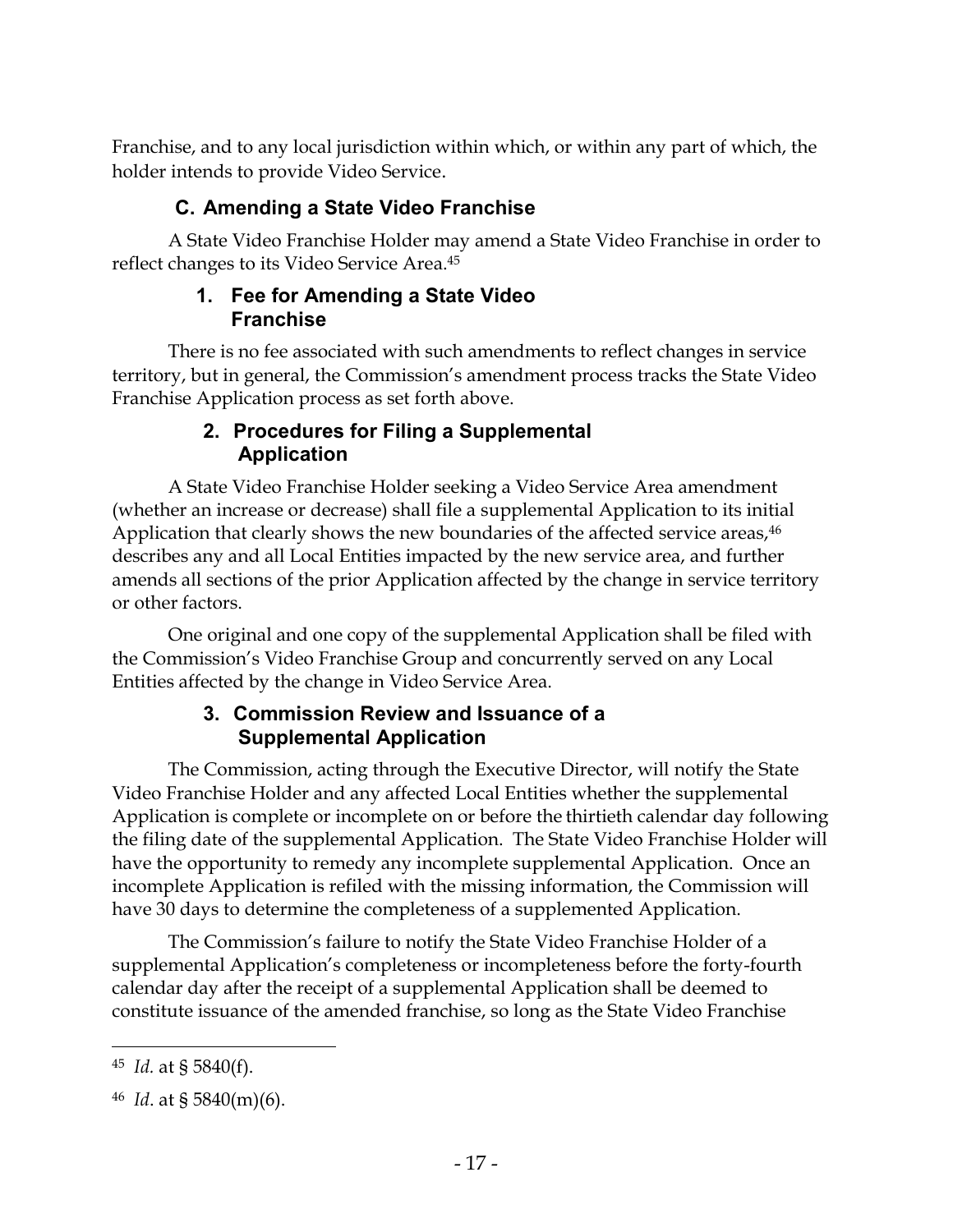Franchise, and to any local jurisdiction within which, or within any part of which, the holder intends to provide Video Service.

## C. Amending a State Video Franchise

A State Video Franchise Holder may amend a State Video Franchise in order to reflect changes to its Video Service Area.[45]

### 1. Fee for Amending a State Video Franchise

There is no fee associated with such amendments to reflect changes in service territory, but in general, the Commission's amendment process tracks the State Video Franchise Application process as set forth above.

### 2. Procedures for Filing a Supplemental Application

A State Video Franchise Holder seeking a Video Service Area amendment (whether an increase or decrease) shall file a supplemental Application to its initial Application that clearly shows the new boundaries of the affected service areas,[46] describes any and all Local Entities impacted by the new service area, and further amends all sections of the prior Application affected by the change in service territory or other factors.

One original and one copy of the supplemental Application shall be filed with the Commission's Video Franchise Group and concurrently served on any Local Entities affected by the change in Video Service Area.

### 3. Commission Review and Issuance of a Supplemental Application

The Commission, acting through the Executive Director, will notify the State Video Franchise Holder and any affected Local Entities whether the supplemental Application is complete or incomplete on or before the thirtieth calendar day following the filing date of the supplemental Application. The State Video Franchise Holder will have the opportunity to remedy any incomplete supplemental Application. Once an incomplete Application is refiled with the missing information, the Commission will have 30 days to determine the completeness of a supplemented Application.

The Commission's failure to notify the State Video Franchise Holder of a supplemental Application's completeness or incompleteness before the forty-fourth calendar day after the receipt of a supplemental Application shall be deemed to constitute issuance of the amended franchise, so long as the State Video Franchise

---

[45] *Id.* at § 5840(f).

[46] *Id*. at § 5840(m)(6).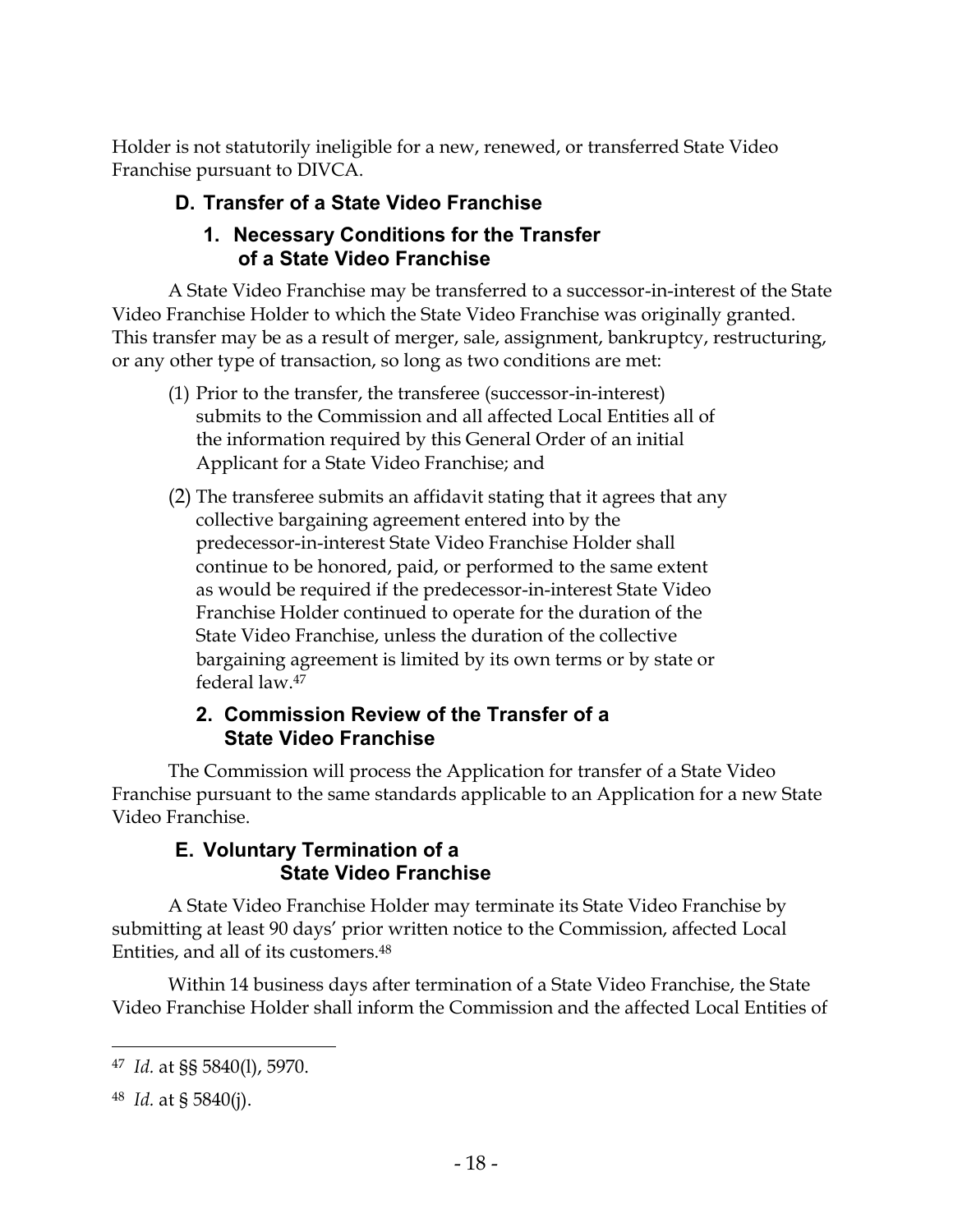Holder is not statutorily ineligible for a new, renewed, or transferred State Video Franchise pursuant to DIVCA.

## D. Transfer of a State Video Franchise

### 1. Necessary Conditions for the Transfer of a State Video Franchise

A State Video Franchise may be transferred to a successor-in-interest of the State Video Franchise Holder to which the State Video Franchise was originally granted. This transfer may be as a result of merger, sale, assignment, bankruptcy, restructuring, or any other type of transaction, so long as two conditions are met:

(1) Prior to the transfer, the transferee (successor-in-interest) submits to the Commission and all affected Local Entities all of the information required by this General Order of an initial Applicant for a State Video Franchise; and

(2) The transferee submits an affidavit stating that it agrees that any collective bargaining agreement entered into by the predecessor-in-interest State Video Franchise Holder shall continue to be honored, paid, or performed to the same extent as would be required if the predecessor-in-interest State Video Franchise Holder continued to operate for the duration of the State Video Franchise, unless the duration of the collective bargaining agreement is limited by its own terms or by state or federal law.[47]

### 2. Commission Review of the Transfer of a State Video Franchise

The Commission will process the Application for transfer of a State Video Franchise pursuant to the same standards applicable to an Application for a new State Video Franchise.

## E. Voluntary Termination of a State Video Franchise

A State Video Franchise Holder may terminate its State Video Franchise by submitting at least 90 days' prior written notice to the Commission, affected Local Entities, and all of its customers.[48]

Within 14 business days after termination of a State Video Franchise, the State Video Franchise Holder shall inform the Commission and the affected Local Entities of

---

[47] *Id.* at §§ 5840(l), 5970.

[48] *Id.* at § 5840(j).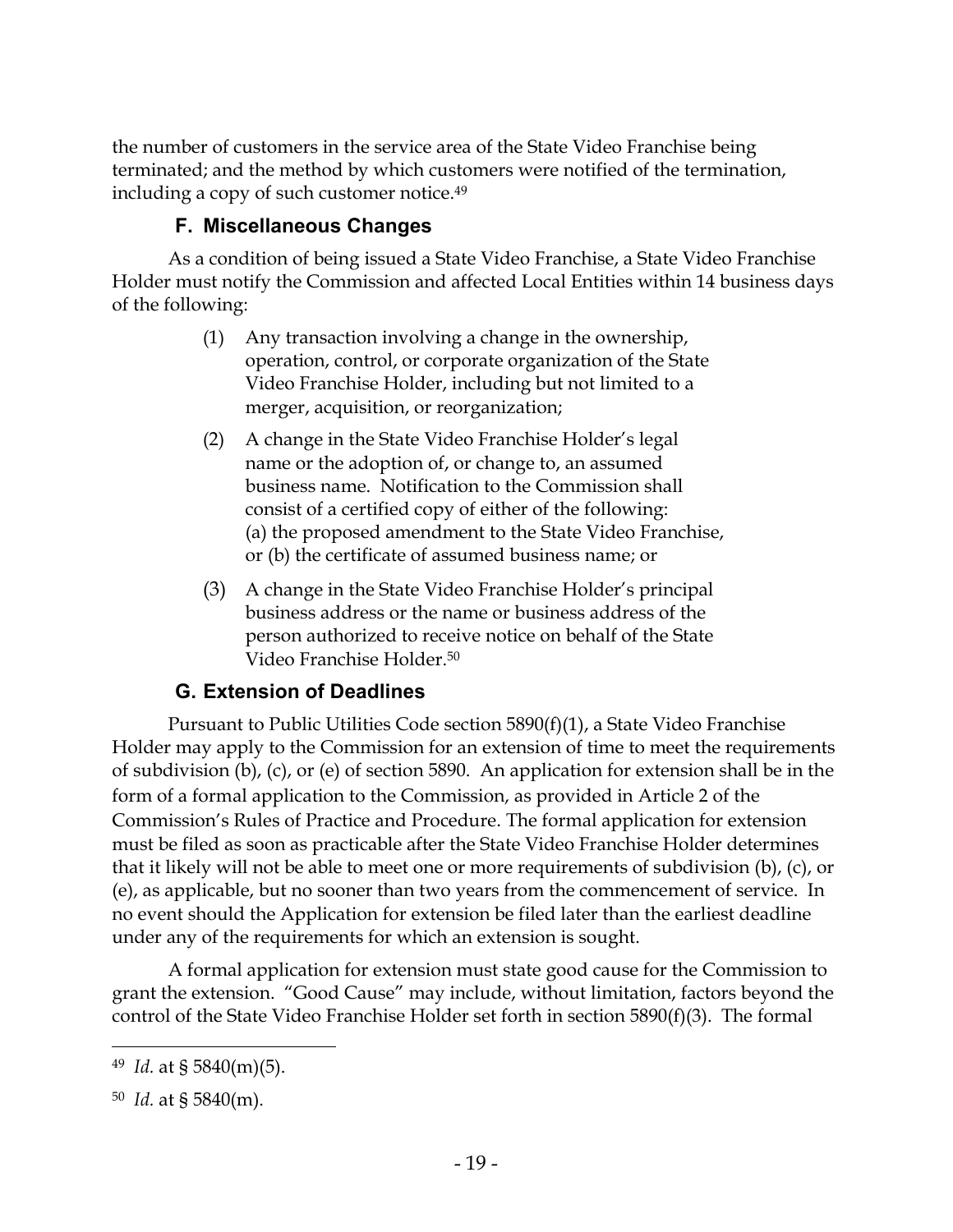the number of customers in the service area of the State Video Franchise being terminated; and the method by which customers were notified of the termination, including a copy of such customer notice.[49]

### F. Miscellaneous Changes

As a condition of being issued a State Video Franchise, a State Video Franchise Holder must notify the Commission and affected Local Entities within 14 business days of the following:

(1) Any transaction involving a change in the ownership, operation, control, or corporate organization of the State Video Franchise Holder, including but not limited to a merger, acquisition, or reorganization;

(2) A change in the State Video Franchise Holder's legal name or the adoption of, or change to, an assumed business name. Notification to the Commission shall consist of a certified copy of either of the following: (a) the proposed amendment to the State Video Franchise, or (b) the certificate of assumed business name; or

(3) A change in the State Video Franchise Holder's principal business address or the name or business address of the person authorized to receive notice on behalf of the State Video Franchise Holder.[50]

### G. Extension of Deadlines

Pursuant to Public Utilities Code section 5890(f)(1), a State Video Franchise Holder may apply to the Commission for an extension of time to meet the requirements of subdivision (b), (c), or (e) of section 5890. An application for extension shall be in the form of a formal application to the Commission, as provided in Article 2 of the Commission's Rules of Practice and Procedure. The formal application for extension must be filed as soon as practicable after the State Video Franchise Holder determines that it likely will not be able to meet one or more requirements of subdivision (b), (c), or (e), as applicable, but no sooner than two years from the commencement of service. In no event should the Application for extension be filed later than the earliest deadline under any of the requirements for which an extension is sought.

A formal application for extension must state good cause for the Commission to grant the extension. "Good Cause" may include, without limitation, factors beyond the control of the State Video Franchise Holder set forth in section 5890(f)(3). The formal

---

[49] *Id.* at § 5840(m)(5).

[50] *Id.* at § 5840(m).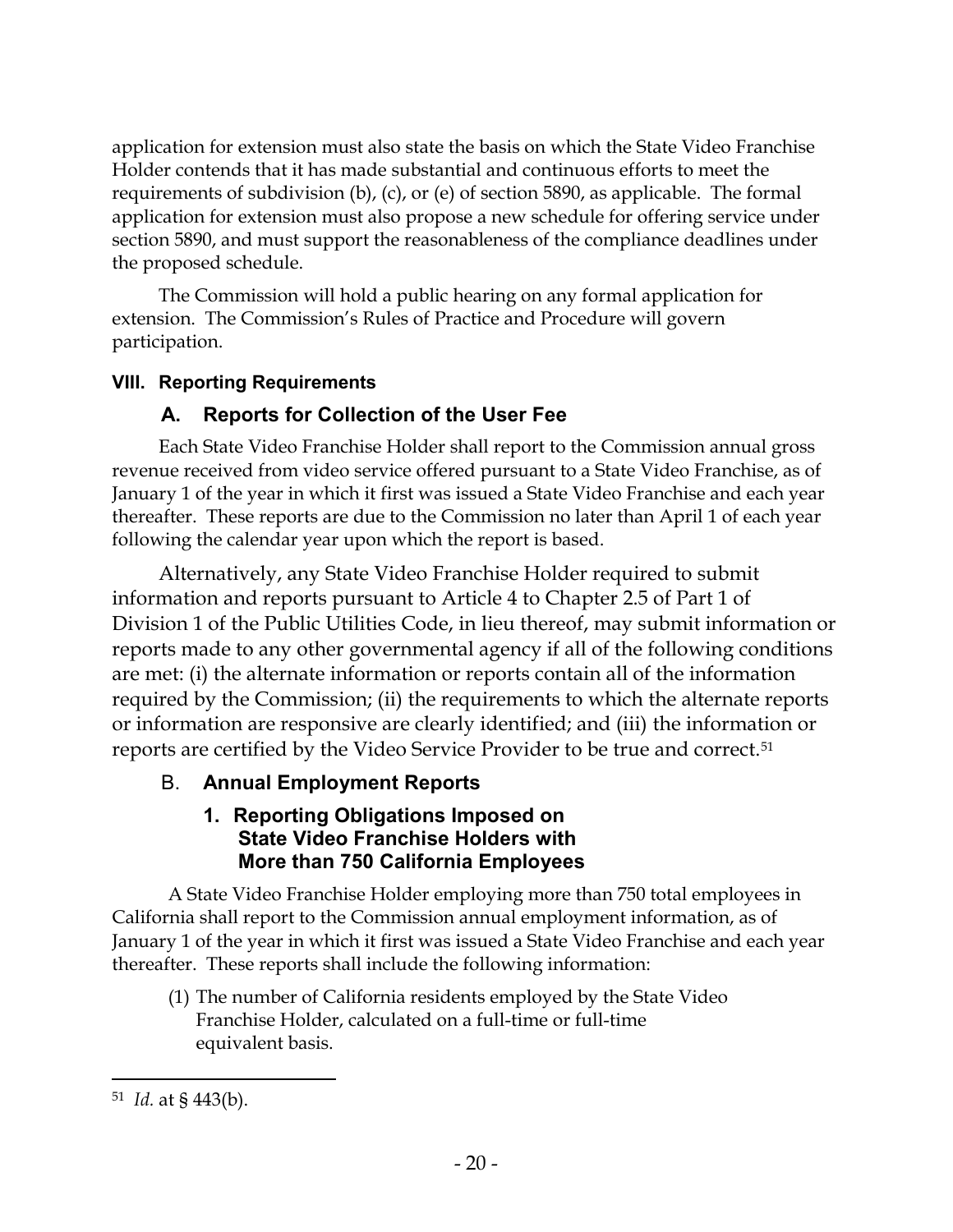application for extension must also state the basis on which the State Video Franchise Holder contends that it has made substantial and continuous efforts to meet the requirements of subdivision (b), (c), or (e) of section 5890, as applicable. The formal application for extension must also propose a new schedule for offering service under section 5890, and must support the reasonableness of the compliance deadlines under the proposed schedule.

The Commission will hold a public hearing on any formal application for extension. The Commission's Rules of Practice and Procedure will govern participation.

## VIII. Reporting Requirements

### A. Reports for Collection of the User Fee

Each State Video Franchise Holder shall report to the Commission annual gross revenue received from video service offered pursuant to a State Video Franchise, as of January 1 of the year in which it first was issued a State Video Franchise and each year thereafter. These reports are due to the Commission no later than April 1 of each year following the calendar year upon which the report is based.

Alternatively, any State Video Franchise Holder required to submit information and reports pursuant to Article 4 to Chapter 2.5 of Part 1 of Division 1 of the Public Utilities Code, in lieu thereof, may submit information or reports made to any other governmental agency if all of the following conditions are met: (i) the alternate information or reports contain all of the information required by the Commission; (ii) the requirements to which the alternate reports or information are responsive are clearly identified; and (iii) the information or reports are certified by the Video Service Provider to be true and correct.[51]

### B. Annual Employment Reports

#### 1. Reporting Obligations Imposed on State Video Franchise Holders with More than 750 California Employees

A State Video Franchise Holder employing more than 750 total employees in California shall report to the Commission annual employment information, as of January 1 of the year in which it first was issued a State Video Franchise and each year thereafter. These reports shall include the following information:

(1) The number of California residents employed by the State Video Franchise Holder, calculated on a full-time or full-time equivalent basis.

---

[51] *Id.* at § 443(b).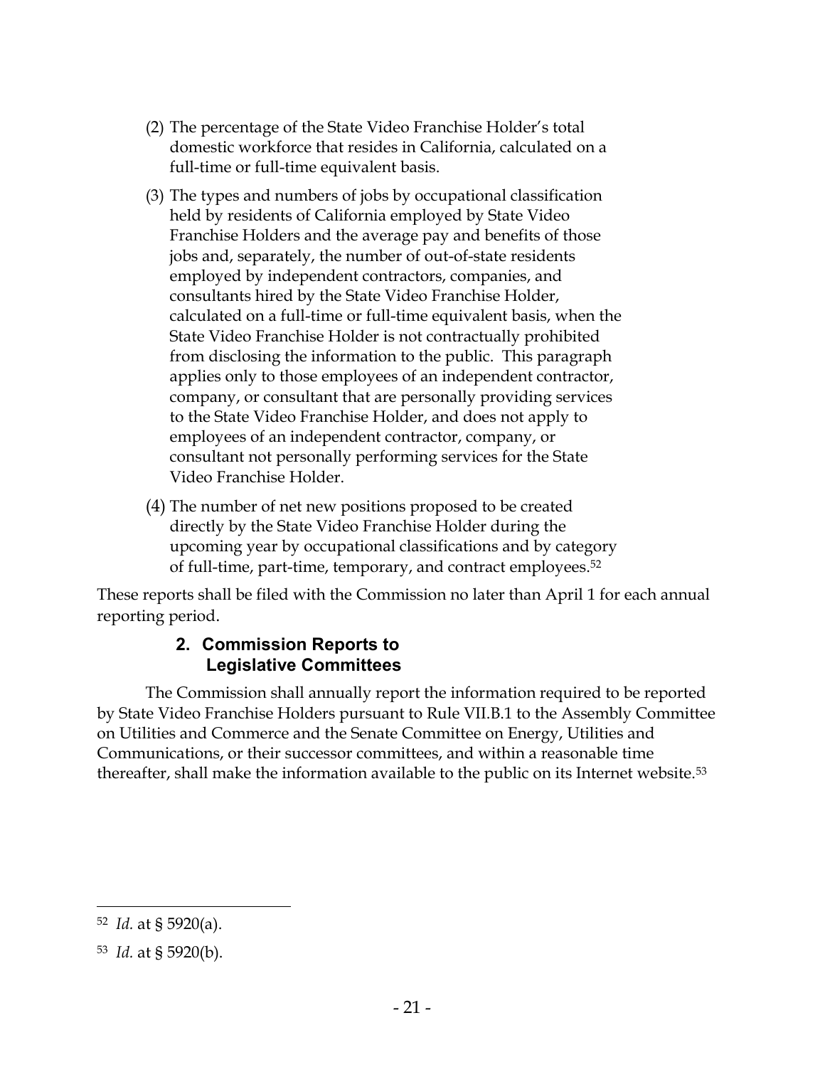(2) The percentage of the State Video Franchise Holder's total domestic workforce that resides in California, calculated on a full-time or full-time equivalent basis.

(3) The types and numbers of jobs by occupational classification held by residents of California employed by State Video Franchise Holders and the average pay and benefits of those jobs and, separately, the number of out-of-state residents employed by independent contractors, companies, and consultants hired by the State Video Franchise Holder, calculated on a full-time or full-time equivalent basis, when the State Video Franchise Holder is not contractually prohibited from disclosing the information to the public. This paragraph applies only to those employees of an independent contractor, company, or consultant that are personally providing services to the State Video Franchise Holder, and does not apply to employees of an independent contractor, company, or consultant not personally performing services for the State Video Franchise Holder.

(4) The number of net new positions proposed to be created directly by the State Video Franchise Holder during the upcoming year by occupational classifications and by category of full-time, part-time, temporary, and contract employees.[52]

These reports shall be filed with the Commission no later than April 1 for each annual reporting period.

### 2. Commission Reports to Legislative Committees

The Commission shall annually report the information required to be reported by State Video Franchise Holders pursuant to Rule VII.B.1 to the Assembly Committee on Utilities and Commerce and the Senate Committee on Energy, Utilities and Communications, or their successor committees, and within a reasonable time thereafter, shall make the information available to the public on its Internet website.[53]

---

[52] *Id.* at § 5920(a).

[53] *Id.* at § 5920(b).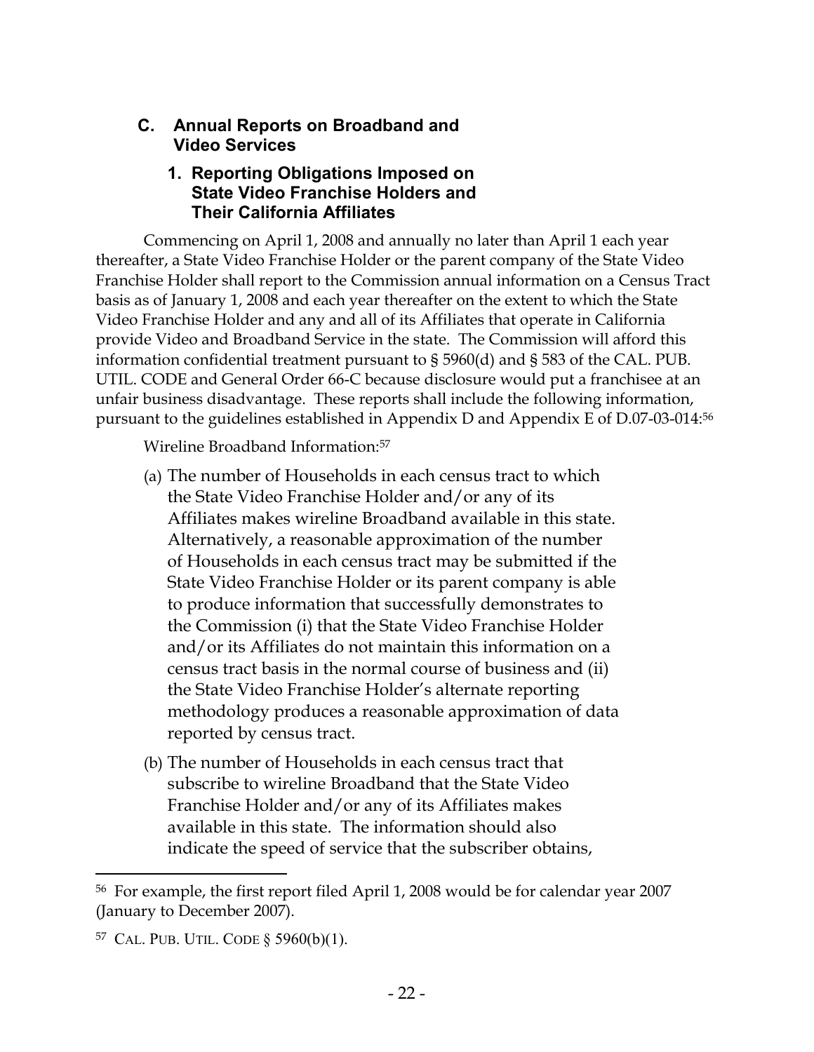## C. Annual Reports on Broadband and Video Services

### 1. Reporting Obligations Imposed on State Video Franchise Holders and Their California Affiliates

Commencing on April 1, 2008 and annually no later than April 1 each year thereafter, a State Video Franchise Holder or the parent company of the State Video Franchise Holder shall report to the Commission annual information on a Census Tract basis as of January 1, 2008 and each year thereafter on the extent to which the State Video Franchise Holder and any and all of its Affiliates that operate in California provide Video and Broadband Service in the state. The Commission will afford this information confidential treatment pursuant to § 5960(d) and § 583 of the CAL. PUB. UTIL. CODE and General Order 66-C because disclosure would put a franchisee at an unfair business disadvantage. These reports shall include the following information, pursuant to the guidelines established in Appendix D and Appendix E of D.07-03-014:[56]

Wireline Broadband Information:[57]

(a) The number of Households in each census tract to which the State Video Franchise Holder and/or any of its Affiliates makes wireline Broadband available in this state. Alternatively, a reasonable approximation of the number of Households in each census tract may be submitted if the State Video Franchise Holder or its parent company is able to produce information that successfully demonstrates to the Commission (i) that the State Video Franchise Holder and/or its Affiliates do not maintain this information on a census tract basis in the normal course of business and (ii) the State Video Franchise Holder's alternate reporting methodology produces a reasonable approximation of data reported by census tract.

(b) The number of Households in each census tract that subscribe to wireline Broadband that the State Video Franchise Holder and/or any of its Affiliates makes available in this state. The information should also indicate the speed of service that the subscriber obtains,

---

[56] For example, the first report filed April 1, 2008 would be for calendar year 2007 (January to December 2007).

[57] CAL. PUB. UTIL. CODE § 5960(b)(1).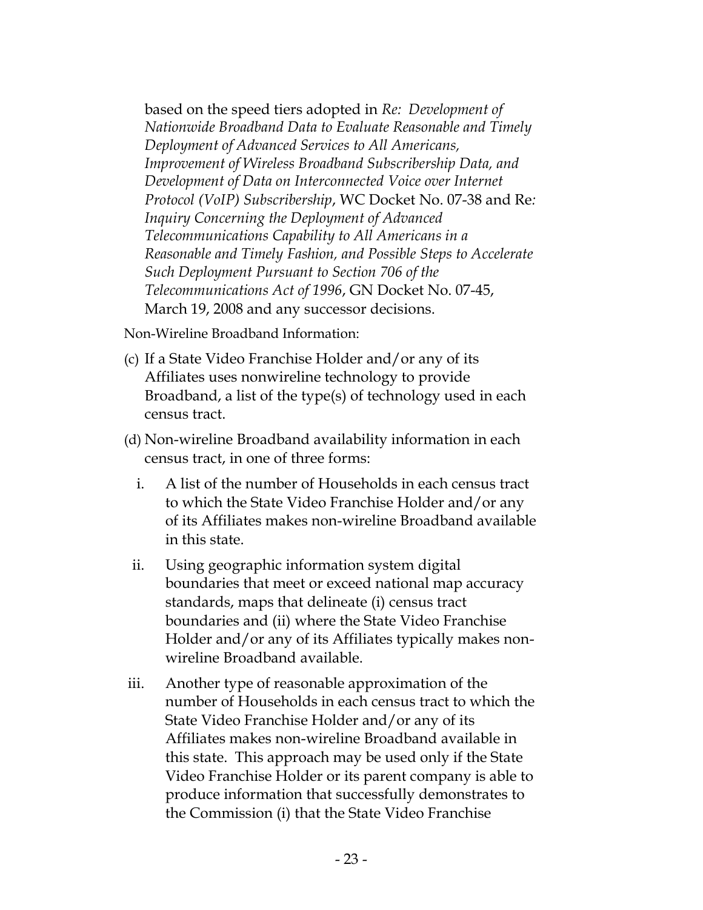based on the speed tiers adopted in *Re: Development of Nationwide Broadband Data to Evaluate Reasonable and Timely Deployment of Advanced Services to All Americans, Improvement of Wireless Broadband Subscribership Data, and Development of Data on Interconnected Voice over Internet Protocol (VoIP) Subscribership*, WC Docket No. 07-38 and Re*: Inquiry Concerning the Deployment of Advanced Telecommunications Capability to All Americans in a Reasonable and Timely Fashion, and Possible Steps to Accelerate Such Deployment Pursuant to Section 706 of the Telecommunications Act of 1996*, GN Docket No. 07-45, March 19, 2008 and any successor decisions.

Non-Wireline Broadband Information:

(c) If a State Video Franchise Holder and/or any of its Affiliates uses nonwireline technology to provide Broadband, a list of the type(s) of technology used in each census tract.

(d) Non-wireline Broadband availability information in each census tract, in one of three forms:

i. A list of the number of Households in each census tract to which the State Video Franchise Holder and/or any of its Affiliates makes non-wireline Broadband available in this state.

ii. Using geographic information system digital boundaries that meet or exceed national map accuracy standards, maps that delineate (i) census tract boundaries and (ii) where the State Video Franchise Holder and/or any of its Affiliates typically makes non-wireline Broadband available.

iii. Another type of reasonable approximation of the number of Households in each census tract to which the State Video Franchise Holder and/or any of its Affiliates makes non-wireline Broadband available in this state. This approach may be used only if the State Video Franchise Holder or its parent company is able to produce information that successfully demonstrates to the Commission (i) that the State Video Franchise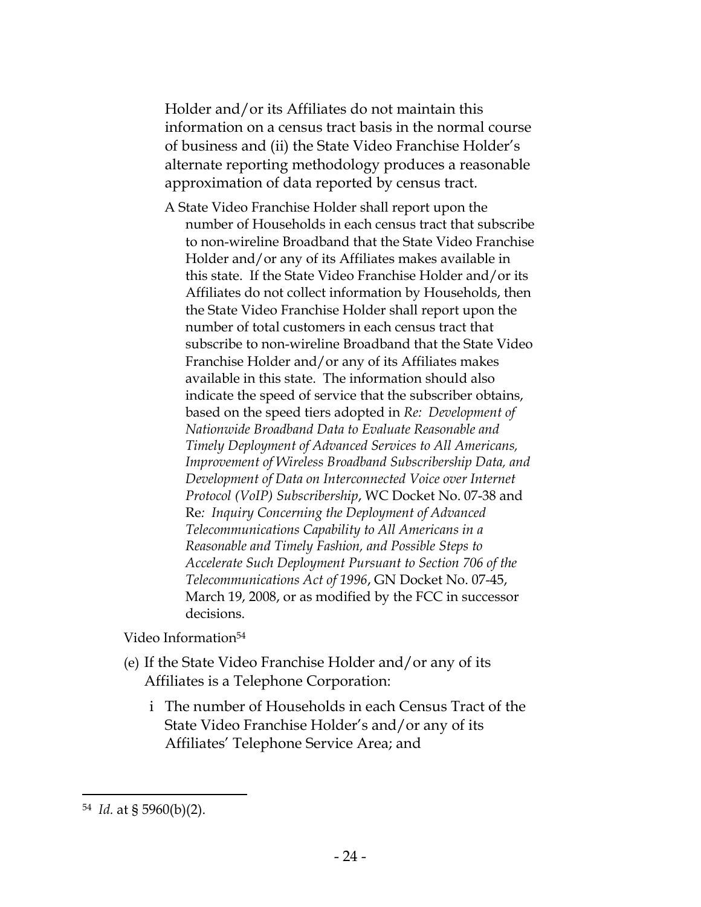Holder and/or its Affiliates do not maintain this information on a census tract basis in the normal course of business and (ii) the State Video Franchise Holder's alternate reporting methodology produces a reasonable approximation of data reported by census tract.

A State Video Franchise Holder shall report upon the number of Households in each census tract that subscribe to non-wireline Broadband that the State Video Franchise Holder and/or any of its Affiliates makes available in this state. If the State Video Franchise Holder and/or its Affiliates do not collect information by Households, then the State Video Franchise Holder shall report upon the number of total customers in each census tract that subscribe to non-wireline Broadband that the State Video Franchise Holder and/or any of its Affiliates makes available in this state. The information should also indicate the speed of service that the subscriber obtains, based on the speed tiers adopted in *Re: Development of Nationwide Broadband Data to Evaluate Reasonable and Timely Deployment of Advanced Services to All Americans, Improvement of Wireless Broadband Subscribership Data, and Development of Data on Interconnected Voice over Internet Protocol (VoIP) Subscribership*, WC Docket No. 07-38 and Re*: Inquiry Concerning the Deployment of Advanced Telecommunications Capability to All Americans in a Reasonable and Timely Fashion, and Possible Steps to Accelerate Such Deployment Pursuant to Section 706 of the Telecommunications Act of 1996*, GN Docket No. 07-45, March 19, 2008, or as modified by the FCC in successor decisions.

Video Information[54]

(e) If the State Video Franchise Holder and/or any of its Affiliates is a Telephone Corporation:

i The number of Households in each Census Tract of the State Video Franchise Holder's and/or any of its Affiliates' Telephone Service Area; and

---

[54] *Id.* at § 5960(b)(2).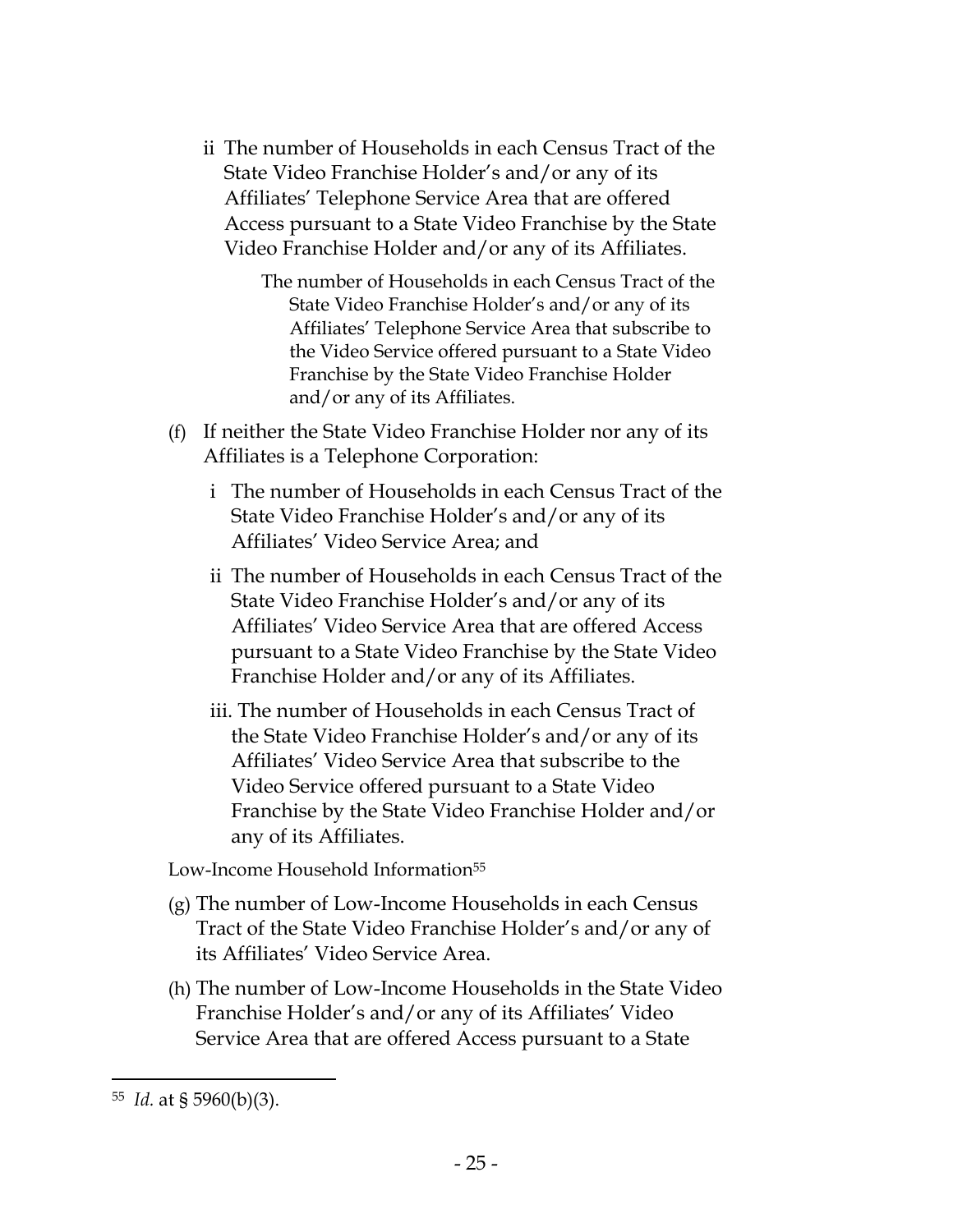ii The number of Households in each Census Tract of the State Video Franchise Holder's and/or any of its Affiliates' Telephone Service Area that are offered Access pursuant to a State Video Franchise by the State Video Franchise Holder and/or any of its Affiliates.

The number of Households in each Census Tract of the State Video Franchise Holder's and/or any of its Affiliates' Telephone Service Area that subscribe to the Video Service offered pursuant to a State Video Franchise by the State Video Franchise Holder and/or any of its Affiliates.

(f) If neither the State Video Franchise Holder nor any of its Affiliates is a Telephone Corporation:

i The number of Households in each Census Tract of the State Video Franchise Holder's and/or any of its Affiliates' Video Service Area; and

ii The number of Households in each Census Tract of the State Video Franchise Holder's and/or any of its Affiliates' Video Service Area that are offered Access pursuant to a State Video Franchise by the State Video Franchise Holder and/or any of its Affiliates.

iii. The number of Households in each Census Tract of the State Video Franchise Holder's and/or any of its Affiliates' Video Service Area that subscribe to the Video Service offered pursuant to a State Video Franchise by the State Video Franchise Holder and/or any of its Affiliates.

Low-Income Household Information[55]

(g) The number of Low-Income Households in each Census Tract of the State Video Franchise Holder's and/or any of its Affiliates' Video Service Area.

(h) The number of Low-Income Households in the State Video Franchise Holder's and/or any of its Affiliates' Video Service Area that are offered Access pursuant to a State

[55] *Id.* at § 5960(b)(3).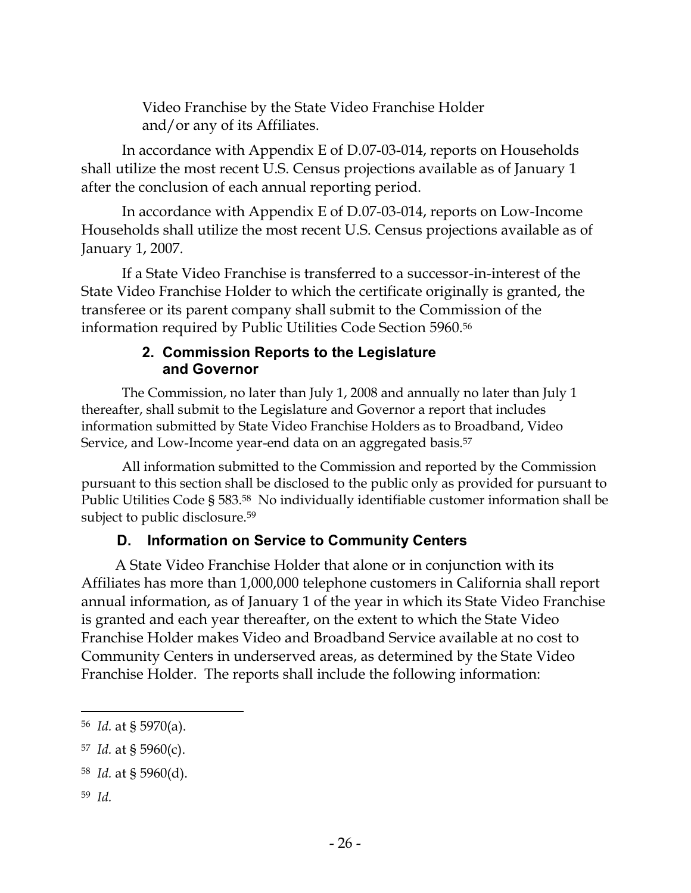Video Franchise by the State Video Franchise Holder and/or any of its Affiliates.

In accordance with Appendix E of D.07-03-014, reports on Households shall utilize the most recent U.S. Census projections available as of January 1 after the conclusion of each annual reporting period.

In accordance with Appendix E of D.07-03-014, reports on Low-Income Households shall utilize the most recent U.S. Census projections available as of January 1, 2007.

If a State Video Franchise is transferred to a successor-in-interest of the State Video Franchise Holder to which the certificate originally is granted, the transferee or its parent company shall submit to the Commission of the information required by Public Utilities Code Section 5960.[56]

### 2. Commission Reports to the Legislature and Governor

The Commission, no later than July 1, 2008 and annually no later than July 1 thereafter, shall submit to the Legislature and Governor a report that includes information submitted by State Video Franchise Holders as to Broadband, Video Service, and Low-Income year-end data on an aggregated basis.[57]

All information submitted to the Commission and reported by the Commission pursuant to this section shall be disclosed to the public only as provided for pursuant to Public Utilities Code § 583.[58] No individually identifiable customer information shall be subject to public disclosure.[59]

## D. Information on Service to Community Centers

A State Video Franchise Holder that alone or in conjunction with its Affiliates has more than 1,000,000 telephone customers in California shall report annual information, as of January 1 of the year in which its State Video Franchise is granted and each year thereafter, on the extent to which the State Video Franchise Holder makes Video and Broadband Service available at no cost to Community Centers in underserved areas, as determined by the State Video Franchise Holder. The reports shall include the following information:

---

[56] *Id.* at § 5970(a).

[57] *Id.* at § 5960(c).

[58] *Id.* at § 5960(d).

[59] *Id.*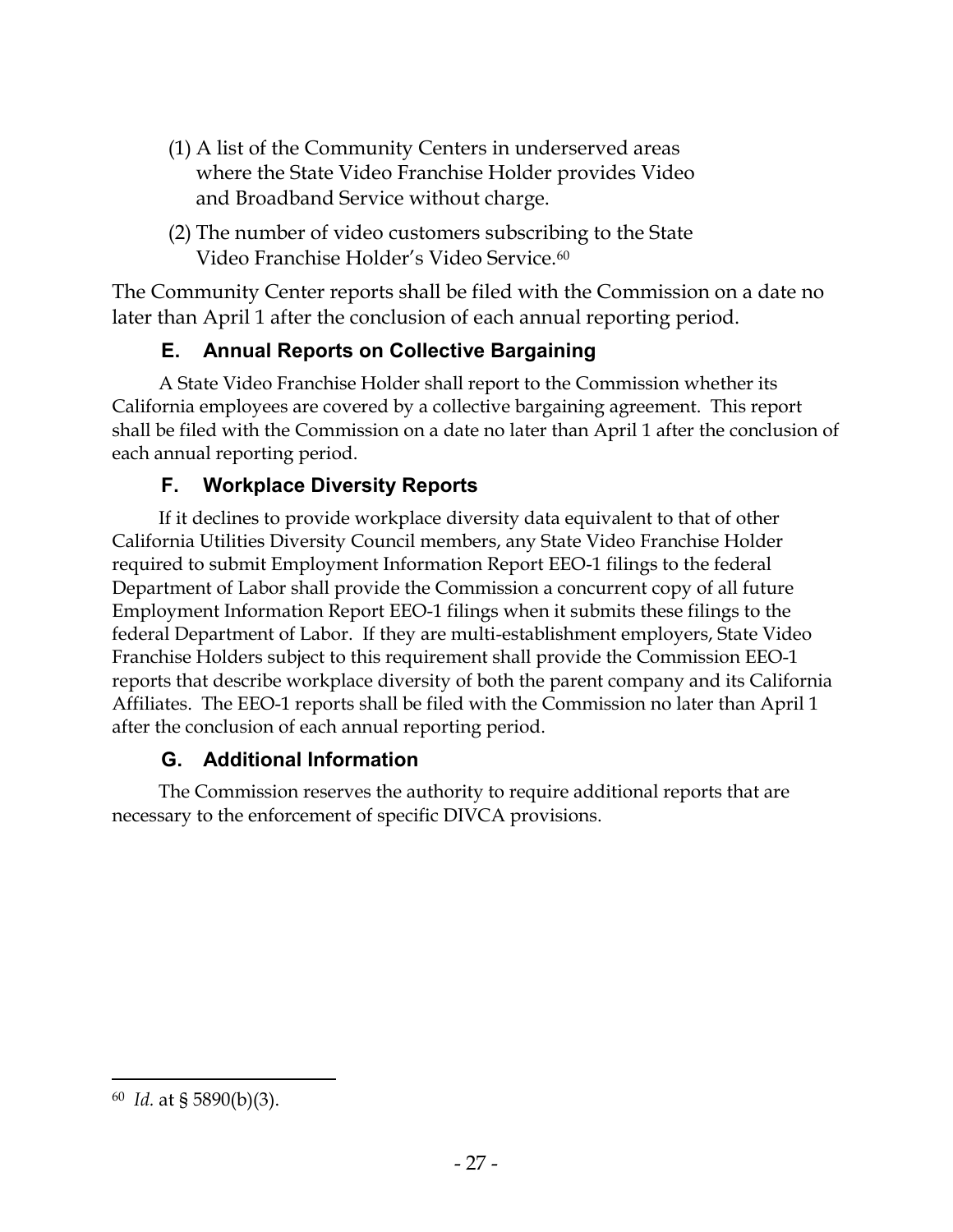(1) A list of the Community Centers in underserved areas where the State Video Franchise Holder provides Video and Broadband Service without charge.

(2) The number of video customers subscribing to the State Video Franchise Holder's Video Service.[60]

The Community Center reports shall be filed with the Commission on a date no later than April 1 after the conclusion of each annual reporting period.

### E. Annual Reports on Collective Bargaining

A State Video Franchise Holder shall report to the Commission whether its California employees are covered by a collective bargaining agreement. This report shall be filed with the Commission on a date no later than April 1 after the conclusion of each annual reporting period.

### F. Workplace Diversity Reports

If it declines to provide workplace diversity data equivalent to that of other California Utilities Diversity Council members, any State Video Franchise Holder required to submit Employment Information Report EEO-1 filings to the federal Department of Labor shall provide the Commission a concurrent copy of all future Employment Information Report EEO-1 filings when it submits these filings to the federal Department of Labor. If they are multi-establishment employers, State Video Franchise Holders subject to this requirement shall provide the Commission EEO-1 reports that describe workplace diversity of both the parent company and its California Affiliates. The EEO-1 reports shall be filed with the Commission no later than April 1 after the conclusion of each annual reporting period.

### G. Additional Information

The Commission reserves the authority to require additional reports that are necessary to the enforcement of specific DIVCA provisions.

---

[60] *Id*. at § 5890(b)(3).